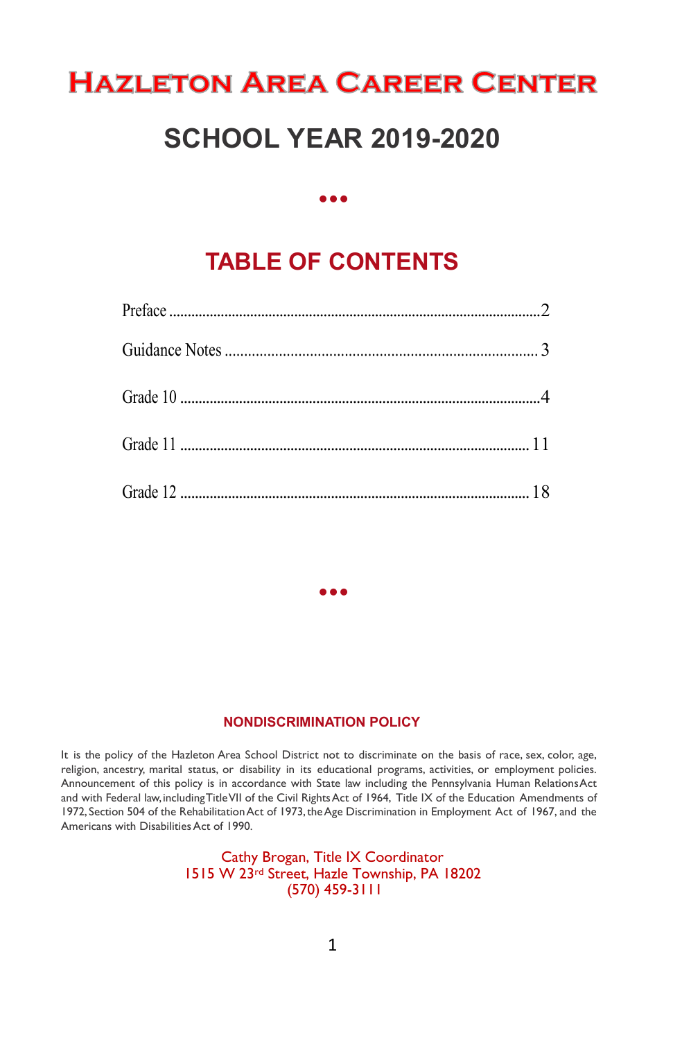# Hazleton Area Career Center

## SCHOOL YEAR 2019-2020

•••

## TABLE OF CONTENTS

Preface .................................................................................................2

Guidance Notes ........................................................................... 3

Grade 10 ............................................................................................4

Grade 11 ......................................................................................... 11

Grade 12 ......................................................................................... 18

•••

### NONDISCRIMINATION POLICY

It is the policy of the Hazleton Area School District not to discriminate on the basis of race, sex, color, age, religion, ancestry, marital status, or disability in its educational programs, activities, or employment policies. Announcement of this policy is in accordance with State law including the Pennsylvania Human Relations Act and with Federal law, including Title VII of the Civil Rights Act of 1964, Title IX of the Education Amendments of 1972, Section 504 of the Rehabilitation Act of 1973, the Age Discrimination in Employment Act of 1967, and the Americans with Disabilities Act of 1990.

Cathy Brogan, Title IX Coordinator
1515 W 23rd Street, Hazle Township, PA 18202
(570) 459-3111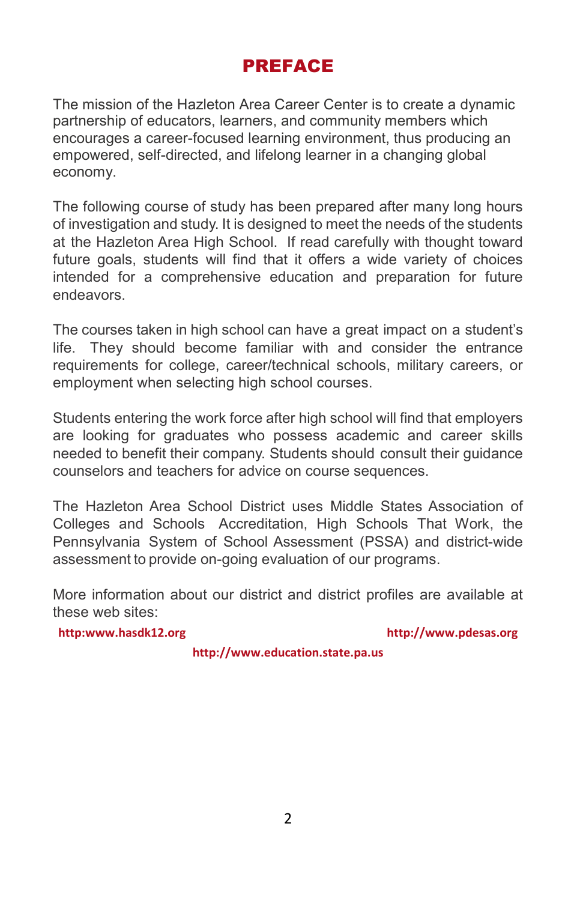# PREFACE

The mission of the Hazleton Area Career Center is to create a dynamic partnership of educators, learners, and community members which encourages a career-focused learning environment, thus producing an empowered, self-directed, and lifelong learner in a changing global economy.

The following course of study has been prepared after many long hours of investigation and study. It is designed to meet the needs of the students at the Hazleton Area High School. If read carefully with thought toward future goals, students will find that it offers a wide variety of choices intended for a comprehensive education and preparation for future endeavors.

The courses taken in high school can have a great impact on a student's life. They should become familiar with and consider the entrance requirements for college, career/technical schools, military careers, or employment when selecting high school courses.

Students entering the work force after high school will find that employers are looking for graduates who possess academic and career skills needed to benefit their company. Students should consult their guidance counselors and teachers for advice on course sequences.

The Hazleton Area School District uses Middle States Association of Colleges and Schools Accreditation, High Schools That Work, the Pennsylvania System of School Assessment (PSSA) and district-wide assessment to provide on-going evaluation of our programs.

More information about our district and district profiles are available at these web sites:

**http:www.hasdk12.org**

**http://www.pdesas.org**

**http://www.education.state.pa.us**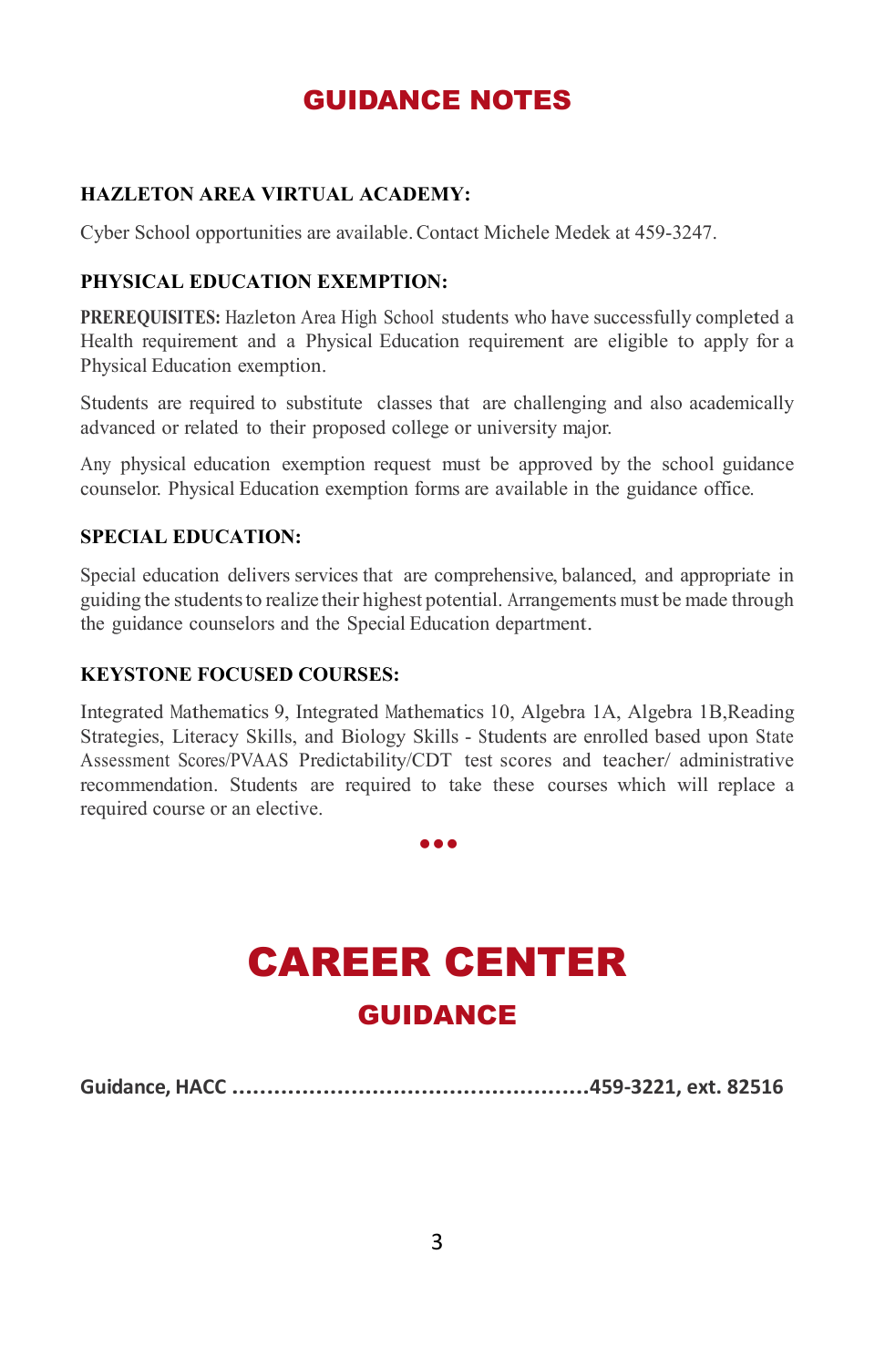# GUIDANCE NOTES

### HAZLETON AREA VIRTUAL ACADEMY:

Cyber School opportunities are available. Contact Michele Medek at 459-3247.

### PHYSICAL EDUCATION EXEMPTION:

**PREREQUISITES:** Hazleton Area High School students who have successfully completed a Health requirement and a Physical Education requirement are eligible to apply for a Physical Education exemption.

Students are required to substitute classes that are challenging and also academically advanced or related to their proposed college or university major.

Any physical education exemption request must be approved by the school guidance counselor. Physical Education exemption forms are available in the guidance office.

### SPECIAL EDUCATION:

Special education delivers services that are comprehensive, balanced, and appropriate in guiding the students to realize their highest potential. Arrangements must be made through the guidance counselors and the Special Education department.

### KEYSTONE FOCUSED COURSES:

Integrated Mathematics 9, Integrated Mathematics 10, Algebra 1A, Algebra 1B,Reading Strategies, Literacy Skills, and Biology Skills - Students are enrolled based upon State Assessment Scores/PVAAS Predictability/CDT test scores and teacher/ administrative recommendation. Students are required to take these courses which will replace a required course or an elective.

•••

# CAREER CENTER

## GUIDANCE

**Guidance, HACC ..................................................459-3221, ext. 82516**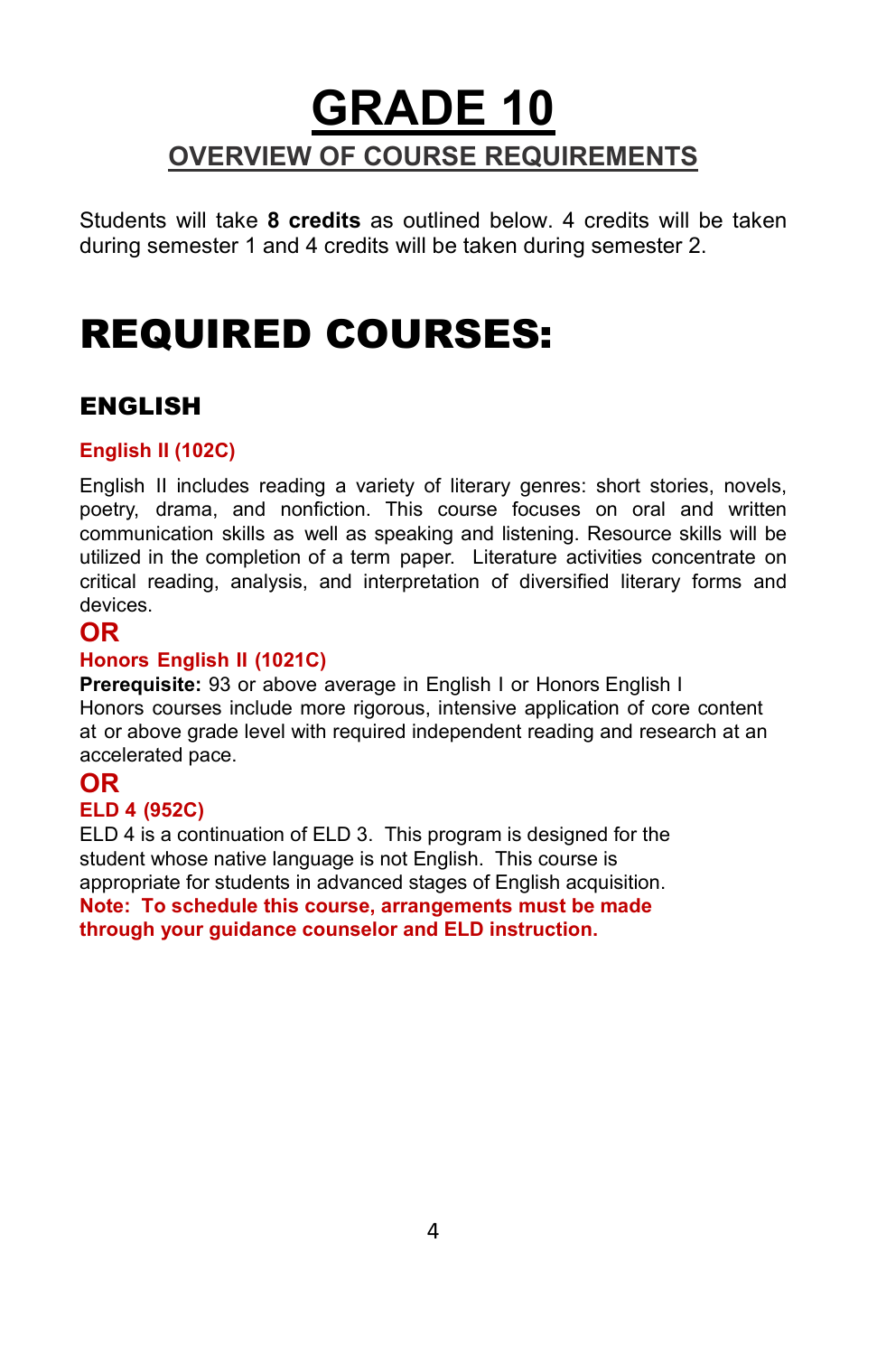# GRADE 10

## OVERVIEW OF COURSE REQUIREMENTS

Students will take **8 credits** as outlined below. 4 credits will be taken during semester 1 and 4 credits will be taken during semester 2.

# REQUIRED COURSES:

## ENGLISH

### English II (102C)

English II includes reading a variety of literary genres: short stories, novels, poetry, drama, and nonfiction. This course focuses on oral and written communication skills as well as speaking and listening. Resource skills will be utilized in the completion of a term paper. Literature activities concentrate on critical reading, analysis, and interpretation of diversified literary forms and devices.

**OR**

### Honors English II (1021C)

**Prerequisite:** 93 or above average in English I or Honors English I
Honors courses include more rigorous, intensive application of core content at or above grade level with required independent reading and research at an accelerated pace.

**OR**

### ELD 4 (952C)

ELD 4 is a continuation of ELD 3. This program is designed for the student whose native language is not English. This course is appropriate for students in advanced stages of English acquisition.
**Note: To schedule this course, arrangements must be made through your guidance counselor and ELD instruction.**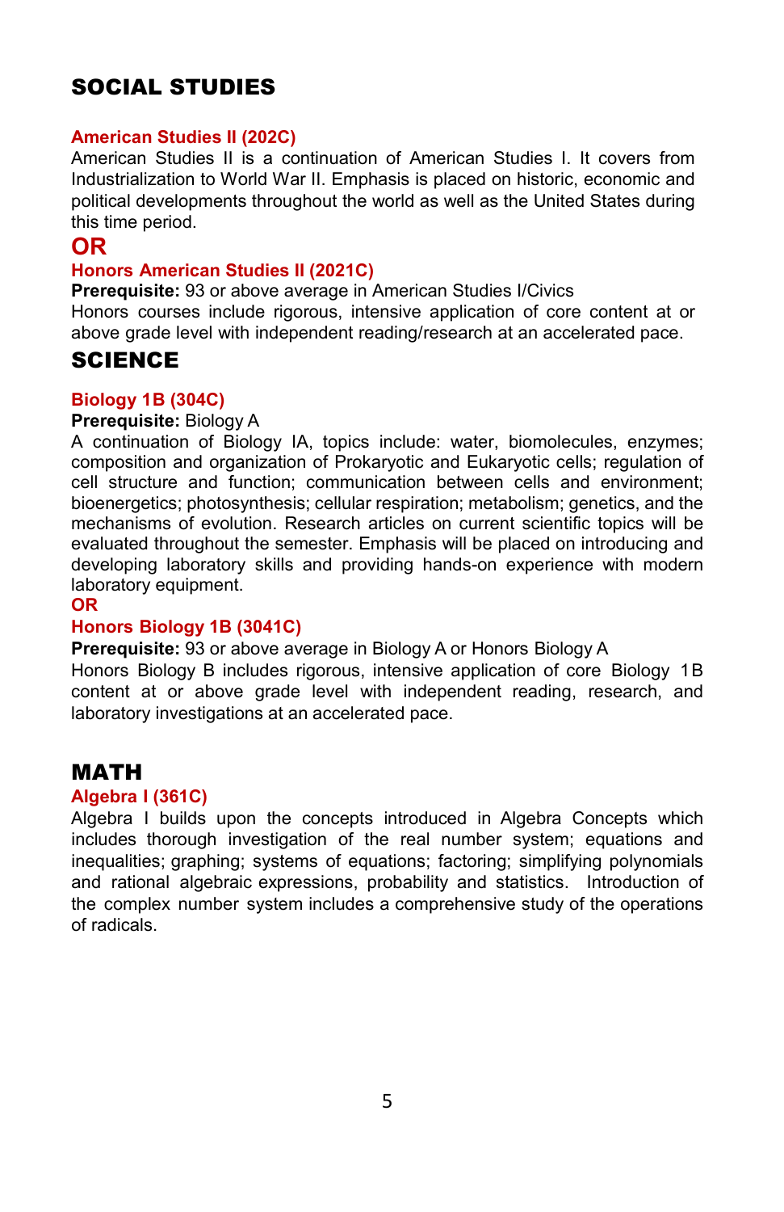# SOCIAL STUDIES

### American Studies II (202C)

American Studies II is a continuation of American Studies I. It covers from Industrialization to World War II. Emphasis is placed on historic, economic and political developments throughout the world as well as the United States during this time period.

## OR

### Honors American Studies II (2021C)

**Prerequisite:** 93 or above average in American Studies I/Civics
Honors courses include rigorous, intensive application of core content at or above grade level with independent reading/research at an accelerated pace.

# SCIENCE

### Biology 1B (304C)

**Prerequisite:** Biology A
A continuation of Biology IA, topics include: water, biomolecules, enzymes; composition and organization of Prokaryotic and Eukaryotic cells; regulation of cell structure and function; communication between cells and environment; bioenergetics; photosynthesis; cellular respiration; metabolism; genetics, and the mechanisms of evolution. Research articles on current scientific topics will be evaluated throughout the semester. Emphasis will be placed on introducing and developing laboratory skills and providing hands-on experience with modern laboratory equipment.

**OR**

### Honors Biology 1B (3041C)

**Prerequisite:** 93 or above average in Biology A or Honors Biology A
Honors Biology B includes rigorous, intensive application of core Biology 1B content at or above grade level with independent reading, research, and laboratory investigations at an accelerated pace.

# MATH

### Algebra I (361C)

Algebra I builds upon the concepts introduced in Algebra Concepts which includes thorough investigation of the real number system; equations and inequalities; graphing; systems of equations; factoring; simplifying polynomials and rational algebraic expressions, probability and statistics. Introduction of the complex number system includes a comprehensive study of the operations of radicals.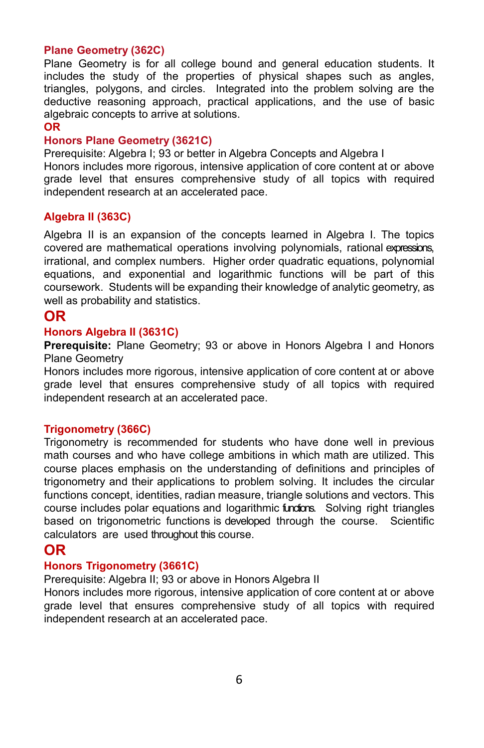### Plane Geometry (362C)

Plane Geometry is for all college bound and general education students. It includes the study of the properties of physical shapes such as angles, triangles, polygons, and circles. Integrated into the problem solving are the deductive reasoning approach, practical applications, and the use of basic algebraic concepts to arrive at solutions.

**OR**

### Honors Plane Geometry (3621C)

Prerequisite: Algebra I; 93 or better in Algebra Concepts and Algebra I

Honors includes more rigorous, intensive application of core content at or above grade level that ensures comprehensive study of all topics with required independent research at an accelerated pace.

### Algebra II (363C)

Algebra II is an expansion of the concepts learned in Algebra I. The topics covered are mathematical operations involving polynomials, rational expressions, irrational, and complex numbers. Higher order quadratic equations, polynomial equations, and exponential and logarithmic functions will be part of this coursework. Students will be expanding their knowledge of analytic geometry, as well as probability and statistics.

**OR**

### Honors Algebra II (3631C)

**Prerequisite:** Plane Geometry; 93 or above in Honors Algebra I and Honors Plane Geometry

Honors includes more rigorous, intensive application of core content at or above grade level that ensures comprehensive study of all topics with required independent research at an accelerated pace.

### Trigonometry (366C)

Trigonometry is recommended for students who have done well in previous math courses and who have college ambitions in which math are utilized. This course places emphasis on the understanding of definitions and principles of trigonometry and their applications to problem solving. It includes the circular functions concept, identities, radian measure, triangle solutions and vectors. This course includes polar equations and logarithmic functions. Solving right triangles based on trigonometric functions is developed through the course. Scientific calculators are used throughout this course.

**OR**

### Honors Trigonometry (3661C)

Prerequisite: Algebra II; 93 or above in Honors Algebra II

Honors includes more rigorous, intensive application of core content at or above grade level that ensures comprehensive study of all topics with required independent research at an accelerated pace.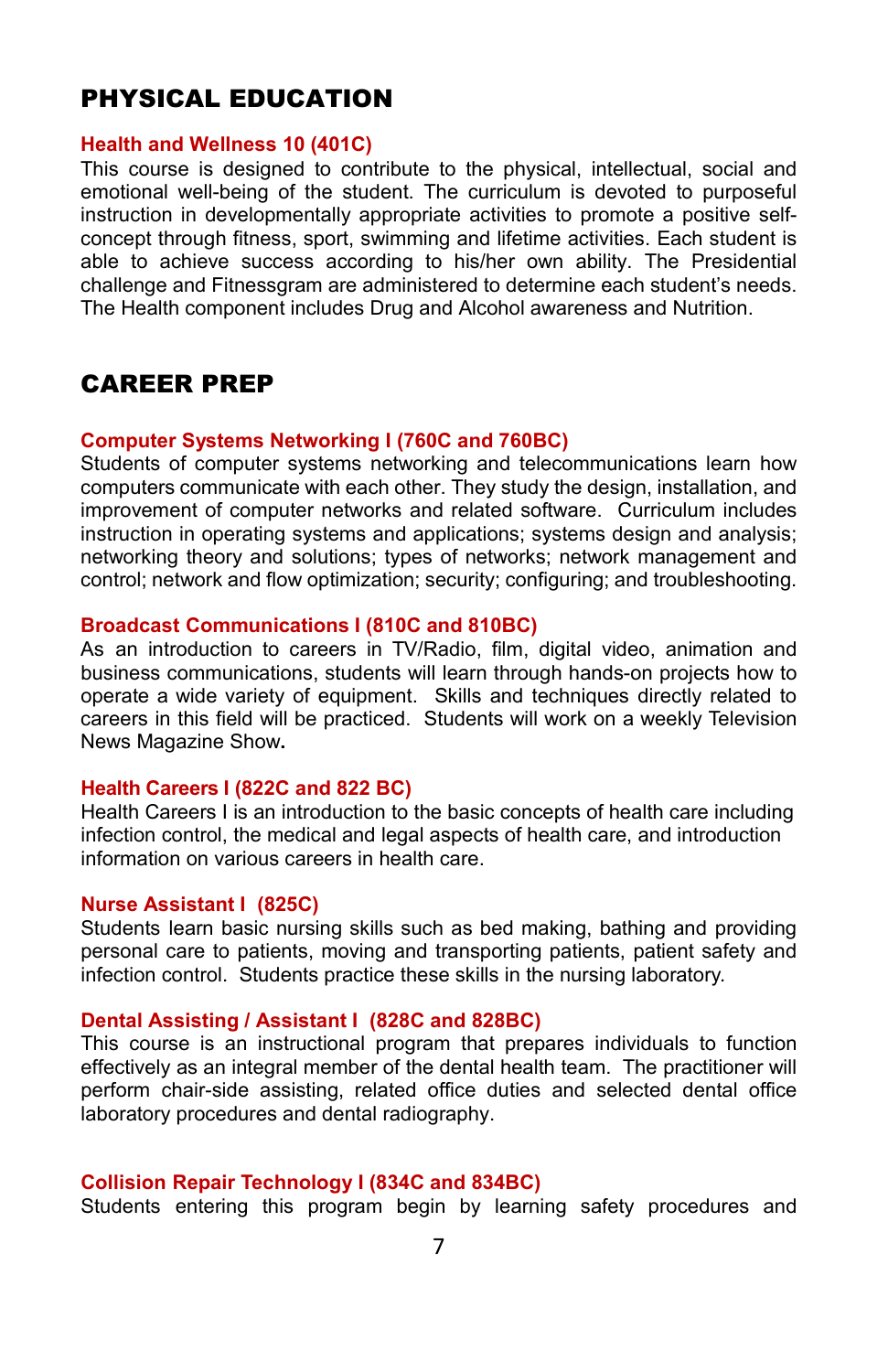# PHYSICAL EDUCATION

### Health and Wellness 10 (401C)

This course is designed to contribute to the physical, intellectual, social and emotional well-being of the student. The curriculum is devoted to purposeful instruction in developmentally appropriate activities to promote a positive self-concept through fitness, sport, swimming and lifetime activities. Each student is able to achieve success according to his/her own ability. The Presidential challenge and Fitnessgram are administered to determine each student's needs. The Health component includes Drug and Alcohol awareness and Nutrition.

# CAREER PREP

### Computer Systems Networking I (760C and 760BC)

Students of computer systems networking and telecommunications learn how computers communicate with each other. They study the design, installation, and improvement of computer networks and related software. Curriculum includes instruction in operating systems and applications; systems design and analysis; networking theory and solutions; types of networks; network management and control; network and flow optimization; security; configuring; and troubleshooting.

### Broadcast Communications I (810C and 810BC)

As an introduction to careers in TV/Radio, film, digital video, animation and business communications, students will learn through hands-on projects how to operate a wide variety of equipment. Skills and techniques directly related to careers in this field will be practiced. Students will work on a weekly Television News Magazine Show**.**

### Health Careers I (822C and 822 BC)

Health Careers I is an introduction to the basic concepts of health care including infection control, the medical and legal aspects of health care, and introduction information on various careers in health care.

### Nurse Assistant I (825C)

Students learn basic nursing skills such as bed making, bathing and providing personal care to patients, moving and transporting patients, patient safety and infection control. Students practice these skills in the nursing laboratory.

### Dental Assisting / Assistant I (828C and 828BC)

This course is an instructional program that prepares individuals to function effectively as an integral member of the dental health team. The practitioner will perform chair-side assisting, related office duties and selected dental office laboratory procedures and dental radiography.

### Collision Repair Technology I (834C and 834BC)

Students entering this program begin by learning safety procedures and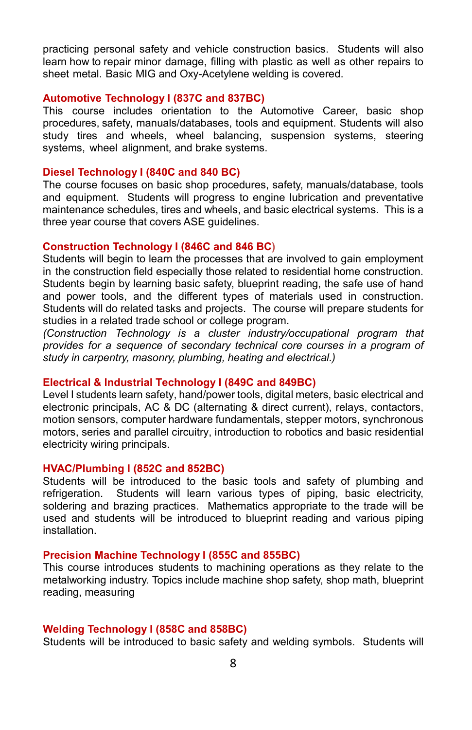practicing personal safety and vehicle construction basics. Students will also learn how to repair minor damage, filling with plastic as well as other repairs to sheet metal. Basic MIG and Oxy-Acetylene welding is covered.

### Automotive Technology I (837C and 837BC)

This course includes orientation to the Automotive Career, basic shop procedures, safety, manuals/databases, tools and equipment. Students will also study tires and wheels, wheel balancing, suspension systems, steering systems, wheel alignment, and brake systems.

### Diesel Technology I (840C and 840 BC)

The course focuses on basic shop procedures, safety, manuals/database, tools and equipment. Students will progress to engine lubrication and preventative maintenance schedules, tires and wheels, and basic electrical systems. This is a three year course that covers ASE guidelines.

### Construction Technology I (846C and 846 BC)

Students will begin to learn the processes that are involved to gain employment in the construction field especially those related to residential home construction. Students begin by learning basic safety, blueprint reading, the safe use of hand and power tools, and the different types of materials used in construction. Students will do related tasks and projects. The course will prepare students for studies in a related trade school or college program.

*(Construction Technology is a cluster industry/occupational program that provides for a sequence of secondary technical core courses in a program of study in carpentry, masonry, plumbing, heating and electrical.)*

### Electrical & Industrial Technology I (849C and 849BC)

Level I students learn safety, hand/power tools, digital meters, basic electrical and electronic principals, AC & DC (alternating & direct current), relays, contactors, motion sensors, computer hardware fundamentals, stepper motors, synchronous motors, series and parallel circuitry, introduction to robotics and basic residential electricity wiring principals.

### HVAC/Plumbing I (852C and 852BC)

Students will be introduced to the basic tools and safety of plumbing and refrigeration. Students will learn various types of piping, basic electricity, soldering and brazing practices. Mathematics appropriate to the trade will be used and students will be introduced to blueprint reading and various piping installation.

### Precision Machine Technology I (855C and 855BC)

This course introduces students to machining operations as they relate to the metalworking industry. Topics include machine shop safety, shop math, blueprint reading, measuring

### Welding Technology I (858C and 858BC)

Students will be introduced to basic safety and welding symbols. Students will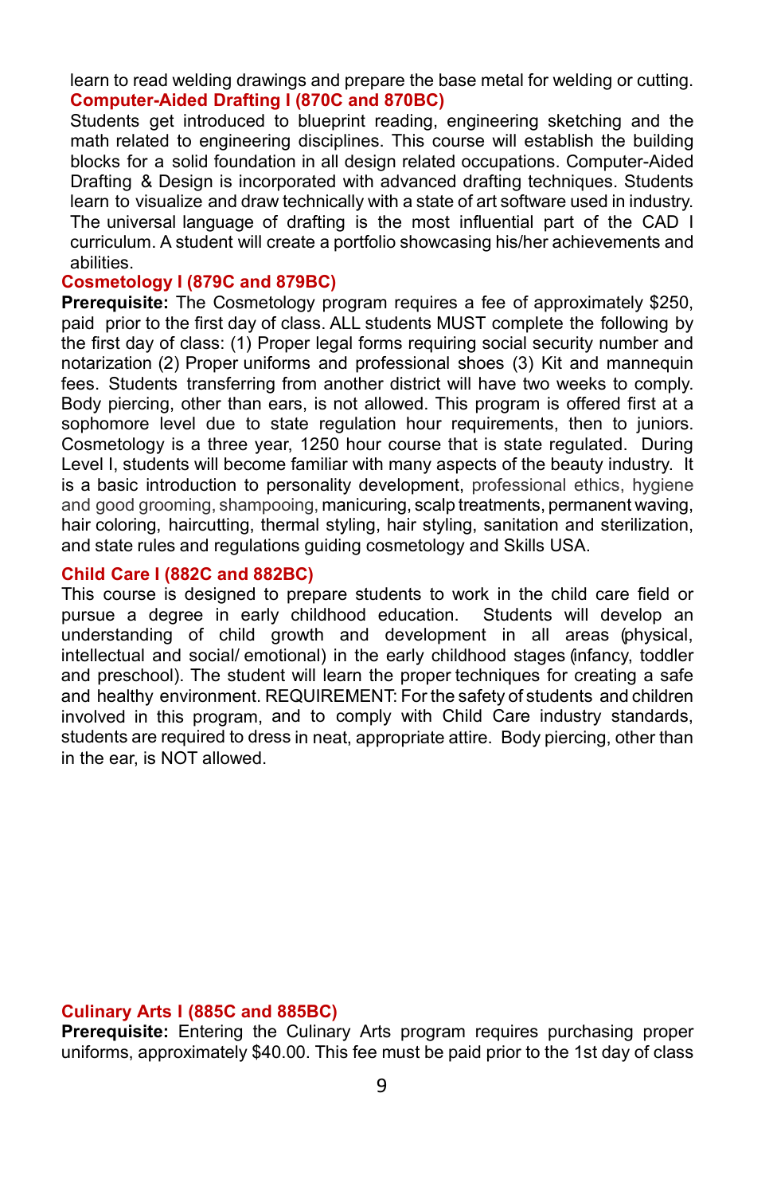learn to read welding drawings and prepare the base metal for welding or cutting.

### Computer-Aided Drafting I (870C and 870BC)

Students get introduced to blueprint reading, engineering sketching and the math related to engineering disciplines. This course will establish the building blocks for a solid foundation in all design related occupations. Computer-Aided Drafting & Design is incorporated with advanced drafting techniques. Students learn to visualize and draw technically with a state of art software used in industry. The universal language of drafting is the most influential part of the CAD I curriculum. A student will create a portfolio showcasing his/her achievements and abilities.

### Cosmetology I (879C and 879BC)

**Prerequisite:** The Cosmetology program requires a fee of approximately $250, paid prior to the first day of class. ALL students MUST complete the following by the first day of class: (1) Proper legal forms requiring social security number and notarization (2) Proper uniforms and professional shoes (3) Kit and mannequin fees. Students transferring from another district will have two weeks to comply. Body piercing, other than ears, is not allowed. This program is offered first at a sophomore level due to state regulation hour requirements, then to juniors. Cosmetology is a three year, 1250 hour course that is state regulated. During Level I, students will become familiar with many aspects of the beauty industry. It is a basic introduction to personality development, professional ethics, hygiene and good grooming, shampooing, manicuring, scalp treatments, permanent waving, hair coloring, haircutting, thermal styling, hair styling, sanitation and sterilization, and state rules and regulations guiding cosmetology and Skills USA.

### Child Care I (882C and 882BC)

This course is designed to prepare students to work in the child care field or pursue a degree in early childhood education. Students will develop an understanding of child growth and development in all areas (physical, intellectual and social/ emotional) in the early childhood stages (infancy, toddler and preschool). The student will learn the proper techniques for creating a safe and healthy environment. REQUIREMENT: For the safety of students and children involved in this program, and to comply with Child Care industry standards, students are required to dress in neat, appropriate attire. Body piercing, other than in the ear, is NOT allowed.

### Culinary Arts I (885C and 885BC)

**Prerequisite:** Entering the Culinary Arts program requires purchasing proper uniforms, approximately $40.00. This fee must be paid prior to the 1st day of class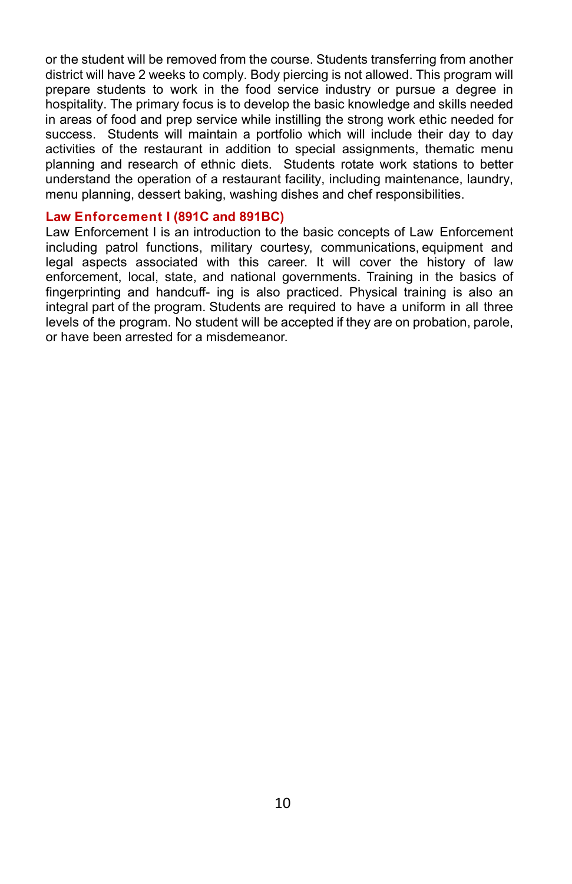or the student will be removed from the course. Students transferring from another district will have 2 weeks to comply. Body piercing is not allowed. This program will prepare students to work in the food service industry or pursue a degree in hospitality. The primary focus is to develop the basic knowledge and skills needed in areas of food and prep service while instilling the strong work ethic needed for success. Students will maintain a portfolio which will include their day to day activities of the restaurant in addition to special assignments, thematic menu planning and research of ethnic diets. Students rotate work stations to better understand the operation of a restaurant facility, including maintenance, laundry, menu planning, dessert baking, washing dishes and chef responsibilities.

### Law Enforcement I (891C and 891BC)

Law Enforcement I is an introduction to the basic concepts of Law Enforcement including patrol functions, military courtesy, communications, equipment and legal aspects associated with this career. It will cover the history of law enforcement, local, state, and national governments. Training in the basics of fingerprinting and handcuff- ing is also practiced. Physical training is also an integral part of the program. Students are required to have a uniform in all three levels of the program. No student will be accepted if they are on probation, parole, or have been arrested for a misdemeanor.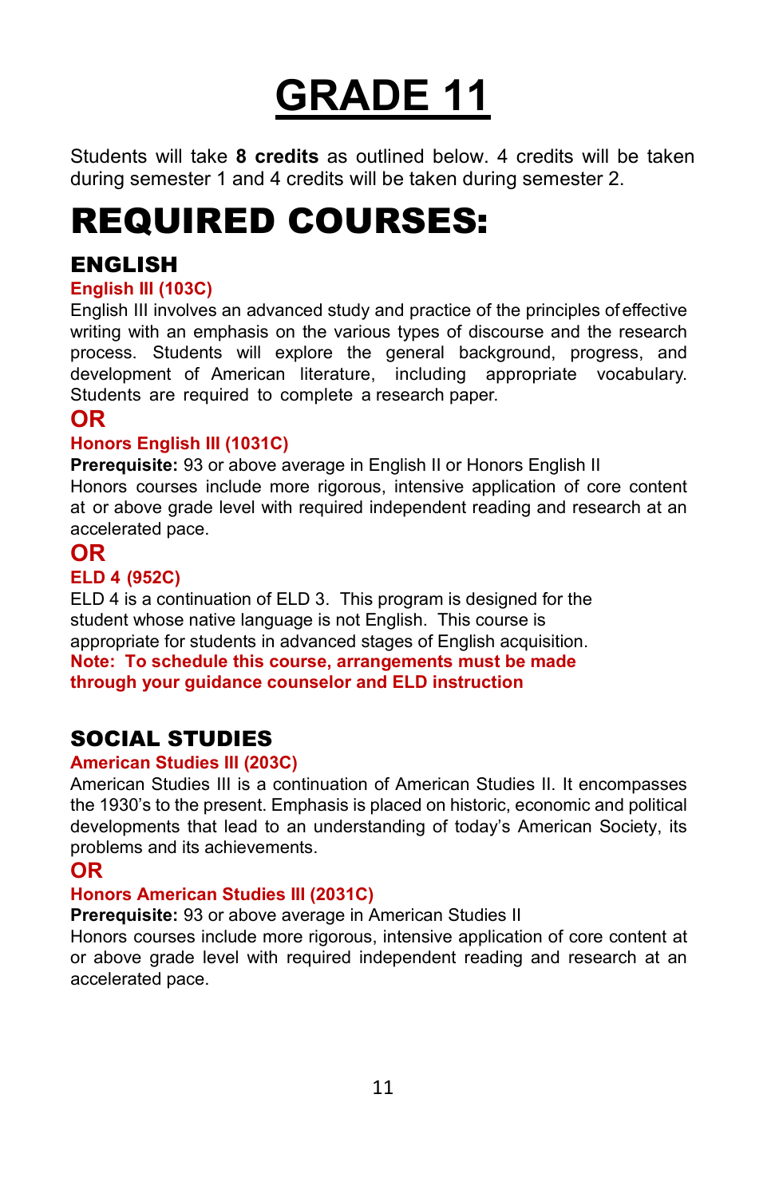# GRADE 11

Students will take **8 credits** as outlined below. 4 credits will be taken during semester 1 and 4 credits will be taken during semester 2.

# REQUIRED COURSES:

## ENGLISH

### English III (103C)

English III involves an advanced study and practice of the principles of effective writing with an emphasis on the various types of discourse and the research process. Students will explore the general background, progress, and development of American literature, including appropriate vocabulary. Students are required to complete a research paper.

**OR**

### Honors English III (1031C)

**Prerequisite:** 93 or above average in English II or Honors English II

Honors courses include more rigorous, intensive application of core content at or above grade level with required independent reading and research at an accelerated pace.

**OR**

### ELD 4 (952C)

ELD 4 is a continuation of ELD 3. This program is designed for the student whose native language is not English. This course is appropriate for students in advanced stages of English acquisition.

**Note: To schedule this course, arrangements must be made through your guidance counselor and ELD instruction**

## SOCIAL STUDIES

### American Studies III (203C)

American Studies III is a continuation of American Studies II. It encompasses the 1930's to the present. Emphasis is placed on historic, economic and political developments that lead to an understanding of today's American Society, its problems and its achievements.

**OR**

### Honors American Studies III (2031C)

**Prerequisite:** 93 or above average in American Studies II

Honors courses include more rigorous, intensive application of core content at or above grade level with required independent reading and research at an accelerated pace.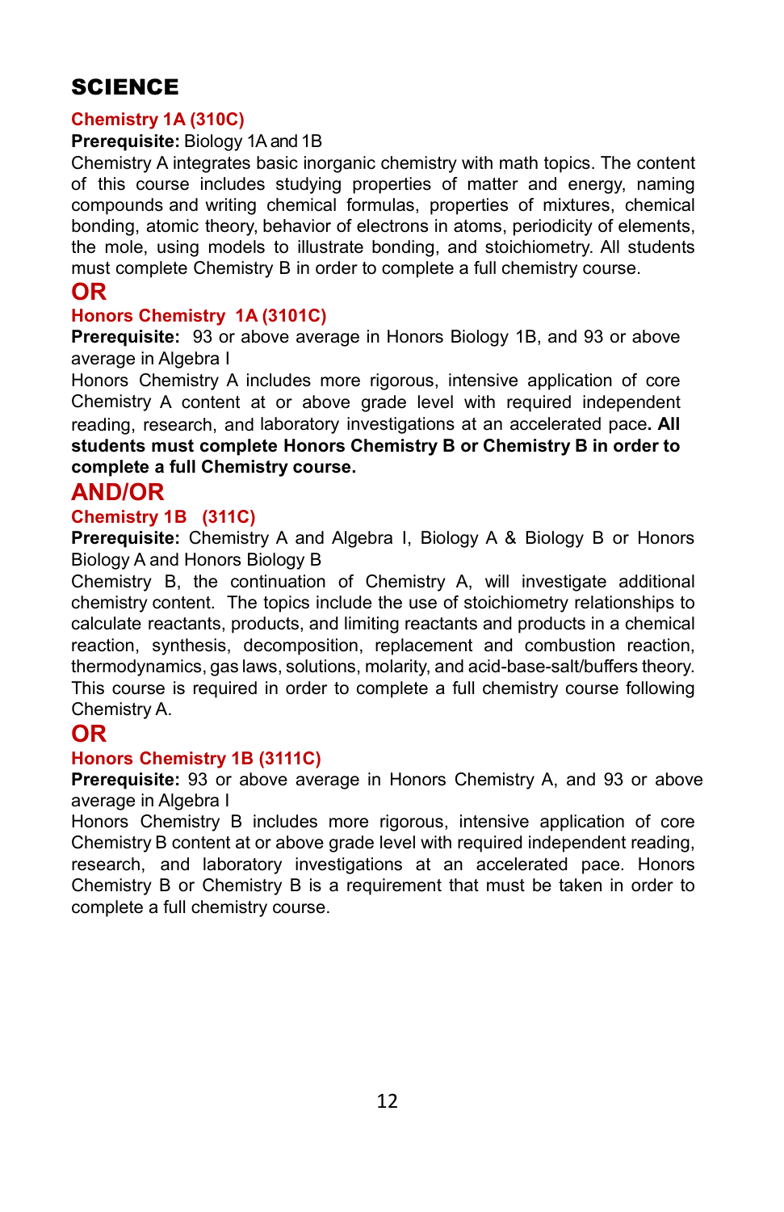# SCIENCE

## Chemistry 1A (310C)

**Prerequisite:** Biology 1A and 1B

Chemistry A integrates basic inorganic chemistry with math topics. The content of this course includes studying properties of matter and energy, naming compounds and writing chemical formulas, properties of mixtures, chemical bonding, atomic theory, behavior of electrons in atoms, periodicity of elements, the mole, using models to illustrate bonding, and stoichiometry. All students must complete Chemistry B in order to complete a full chemistry course.

## OR

## Honors Chemistry 1A (3101C)

**Prerequisite:** 93 or above average in Honors Biology 1B, and 93 or above average in Algebra I

Honors Chemistry A includes more rigorous, intensive application of core Chemistry A content at or above grade level with required independent reading, research, and laboratory investigations at an accelerated pace**. All students must complete Honors Chemistry B or Chemistry B in order to complete a full Chemistry course.**

## AND/OR

## Chemistry 1B (311C)

**Prerequisite:** Chemistry A and Algebra I, Biology A & Biology B or Honors Biology A and Honors Biology B

Chemistry B, the continuation of Chemistry A, will investigate additional chemistry content. The topics include the use of stoichiometry relationships to calculate reactants, products, and limiting reactants and products in a chemical reaction, synthesis, decomposition, replacement and combustion reaction, thermodynamics, gas laws, solutions, molarity, and acid-base-salt/buffers theory. This course is required in order to complete a full chemistry course following Chemistry A.

## OR

## Honors Chemistry 1B (3111C)

**Prerequisite:** 93 or above average in Honors Chemistry A, and 93 or above average in Algebra I

Honors Chemistry B includes more rigorous, intensive application of core Chemistry B content at or above grade level with required independent reading, research, and laboratory investigations at an accelerated pace. Honors Chemistry B or Chemistry B is a requirement that must be taken in order to complete a full chemistry course.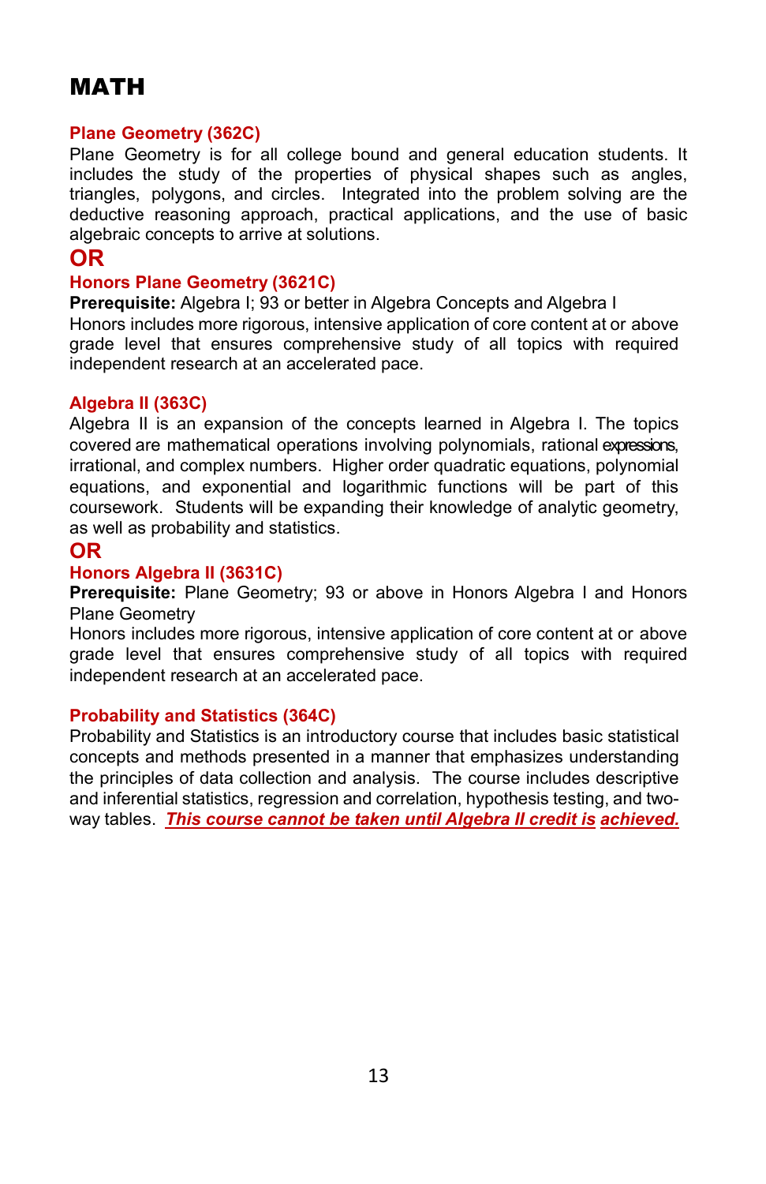# MATH

### Plane Geometry (362C)

Plane Geometry is for all college bound and general education students. It includes the study of the properties of physical shapes such as angles, triangles, polygons, and circles. Integrated into the problem solving are the deductive reasoning approach, practical applications, and the use of basic algebraic concepts to arrive at solutions.

## OR

### Honors Plane Geometry (3621C)

**Prerequisite:** Algebra I; 93 or better in Algebra Concepts and Algebra I

Honors includes more rigorous, intensive application of core content at or above grade level that ensures comprehensive study of all topics with required independent research at an accelerated pace.

### Algebra II (363C)

Algebra II is an expansion of the concepts learned in Algebra I. The topics covered are mathematical operations involving polynomials, rational expressions, irrational, and complex numbers. Higher order quadratic equations, polynomial equations, and exponential and logarithmic functions will be part of this coursework. Students will be expanding their knowledge of analytic geometry, as well as probability and statistics.

## OR

### Honors Algebra II (3631C)

**Prerequisite:** Plane Geometry; 93 or above in Honors Algebra I and Honors Plane Geometry

Honors includes more rigorous, intensive application of core content at or above grade level that ensures comprehensive study of all topics with required independent research at an accelerated pace.

### Probability and Statistics (364C)

Probability and Statistics is an introductory course that includes basic statistical concepts and methods presented in a manner that emphasizes understanding the principles of data collection and analysis. The course includes descriptive and inferential statistics, regression and correlation, hypothesis testing, and two-way tables. ***This course cannot be taken until Algebra II credit is achieved.***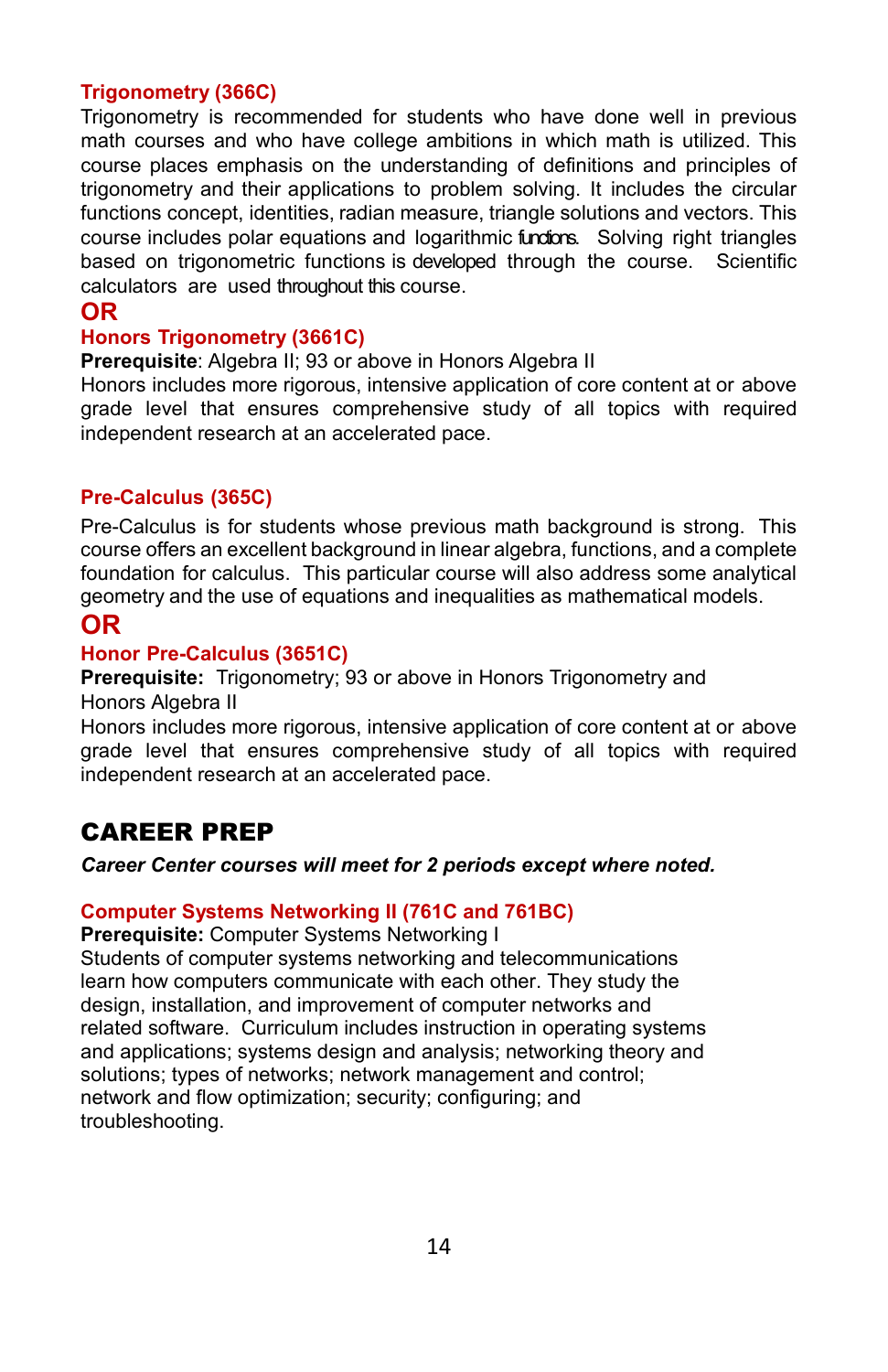### Trigonometry (366C)

Trigonometry is recommended for students who have done well in previous math courses and who have college ambitions in which math is utilized. This course places emphasis on the understanding of definitions and principles of trigonometry and their applications to problem solving. It includes the circular functions concept, identities, radian measure, triangle solutions and vectors. This course includes polar equations and logarithmic functions. Solving right triangles based on trigonometric functions is developed through the course. Scientific calculators are used throughout this course.

**OR**

### Honors Trigonometry (3661C)

**Prerequisite**: Algebra II; 93 or above in Honors Algebra II

Honors includes more rigorous, intensive application of core content at or above grade level that ensures comprehensive study of all topics with required independent research at an accelerated pace.

### Pre-Calculus (365C)

Pre-Calculus is for students whose previous math background is strong. This course offers an excellent background in linear algebra, functions, and a complete foundation for calculus. This particular course will also address some analytical geometry and the use of equations and inequalities as mathematical models.

**OR**

### Honor Pre-Calculus (3651C)

**Prerequisite:** Trigonometry; 93 or above in Honors Trigonometry and Honors Algebra II

Honors includes more rigorous, intensive application of core content at or above grade level that ensures comprehensive study of all topics with required independent research at an accelerated pace.

## CAREER PREP

***Career Center courses will meet for 2 periods except where noted.***

### Computer Systems Networking II (761C and 761BC)

**Prerequisite:** Computer Systems Networking I

Students of computer systems networking and telecommunications learn how computers communicate with each other. They study the design, installation, and improvement of computer networks and related software. Curriculum includes instruction in operating systems and applications; systems design and analysis; networking theory and solutions; types of networks; network management and control; network and flow optimization; security; configuring; and troubleshooting.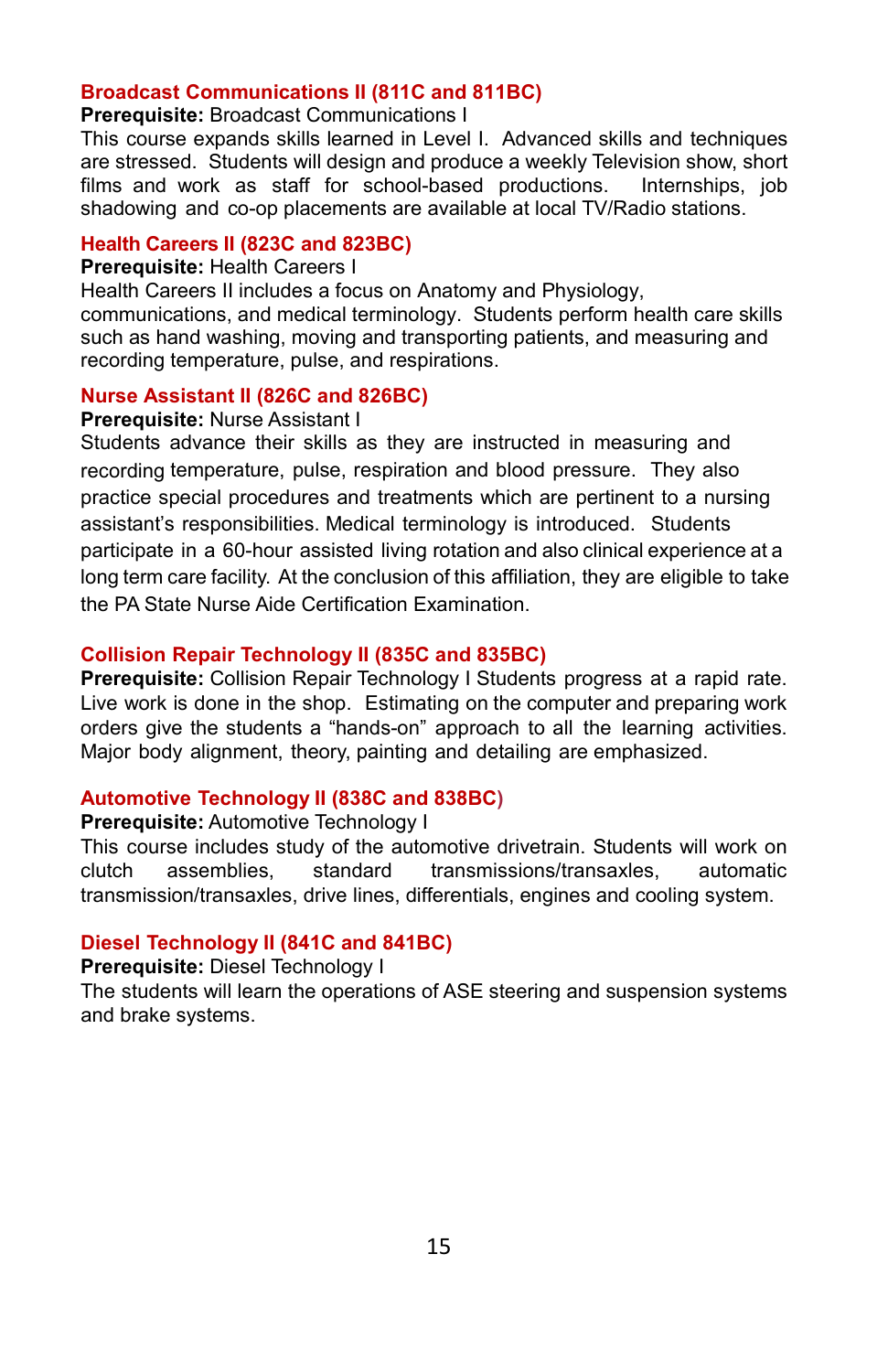### Broadcast Communications II (811C and 811BC)

**Prerequisite:** Broadcast Communications I

This course expands skills learned in Level I. Advanced skills and techniques are stressed. Students will design and produce a weekly Television show, short films and work as staff for school-based productions. Internships, job shadowing and co-op placements are available at local TV/Radio stations.

### Health Careers II (823C and 823BC)

**Prerequisite:** Health Careers I

Health Careers II includes a focus on Anatomy and Physiology, communications, and medical terminology. Students perform health care skills such as hand washing, moving and transporting patients, and measuring and recording temperature, pulse, and respirations.

### Nurse Assistant II (826C and 826BC)

**Prerequisite:** Nurse Assistant I

Students advance their skills as they are instructed in measuring and recording temperature, pulse, respiration and blood pressure. They also practice special procedures and treatments which are pertinent to a nursing assistant's responsibilities. Medical terminology is introduced. Students participate in a 60-hour assisted living rotation and also clinical experience at a long term care facility. At the conclusion of this affiliation, they are eligible to take the PA State Nurse Aide Certification Examination.

### Collision Repair Technology II (835C and 835BC)

**Prerequisite:** Collision Repair Technology I Students progress at a rapid rate. Live work is done in the shop. Estimating on the computer and preparing work orders give the students a "hands-on" approach to all the learning activities. Major body alignment, theory, painting and detailing are emphasized.

### Automotive Technology II (838C and 838BC)

**Prerequisite:** Automotive Technology I

This course includes study of the automotive drivetrain. Students will work on clutch assemblies, standard transmissions/transaxles, automatic transmission/transaxles, drive lines, differentials, engines and cooling system.

### Diesel Technology II (841C and 841BC)

**Prerequisite:** Diesel Technology I

The students will learn the operations of ASE steering and suspension systems and brake systems.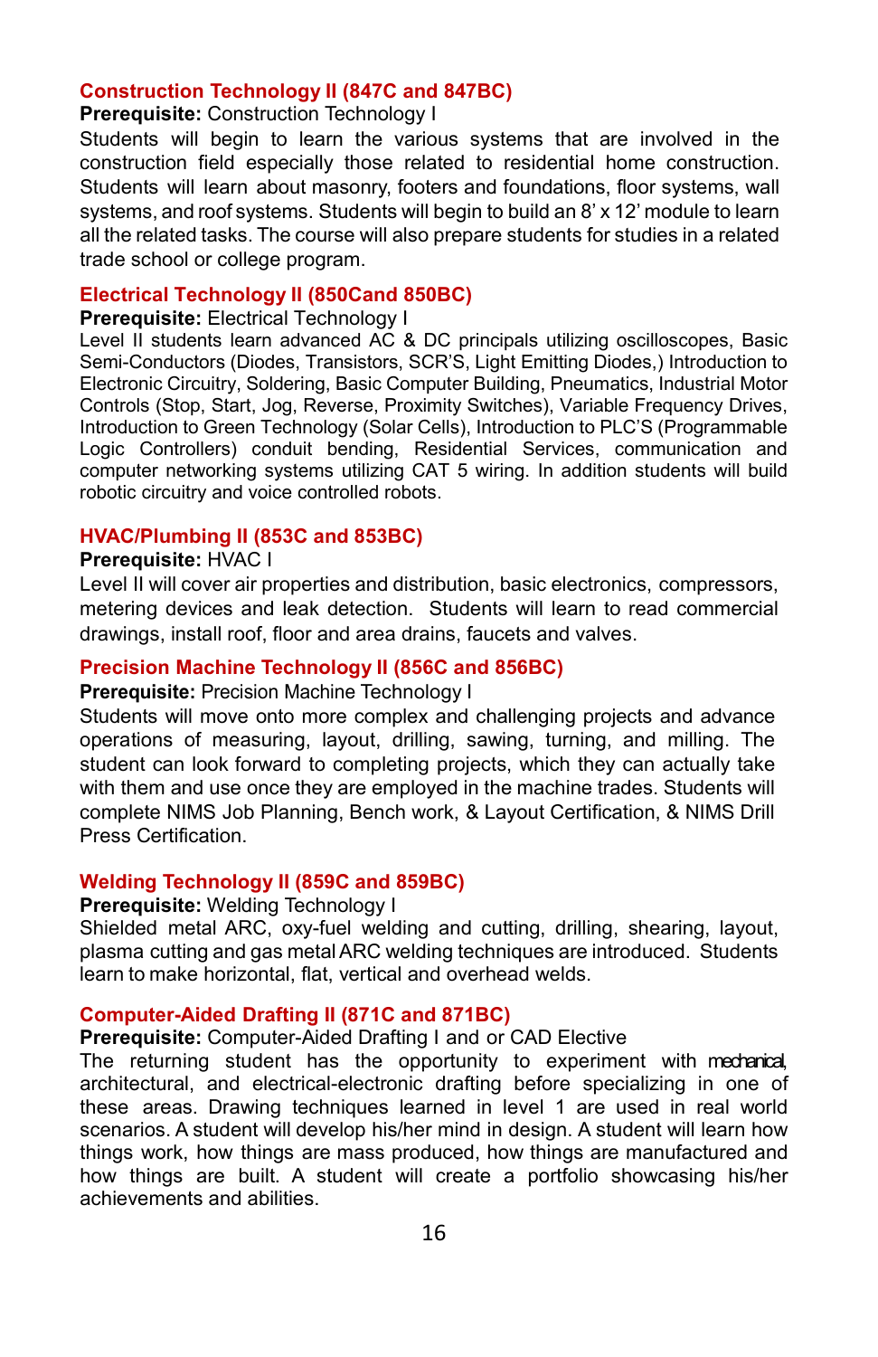### Construction Technology II (847C and 847BC)

**Prerequisite:** Construction Technology I

Students will begin to learn the various systems that are involved in the construction field especially those related to residential home construction. Students will learn about masonry, footers and foundations, floor systems, wall systems, and roof systems. Students will begin to build an 8' x 12' module to learn all the related tasks. The course will also prepare students for studies in a related trade school or college program.

### Electrical Technology II (850Cand 850BC)

**Prerequisite:** Electrical Technology I

Level II students learn advanced AC & DC principals utilizing oscilloscopes, Basic Semi-Conductors (Diodes, Transistors, SCR'S, Light Emitting Diodes,) Introduction to Electronic Circuitry, Soldering, Basic Computer Building, Pneumatics, Industrial Motor Controls (Stop, Start, Jog, Reverse, Proximity Switches), Variable Frequency Drives, Introduction to Green Technology (Solar Cells), Introduction to PLC'S (Programmable Logic Controllers) conduit bending, Residential Services, communication and computer networking systems utilizing CAT 5 wiring. In addition students will build robotic circuitry and voice controlled robots.

### HVAC/Plumbing II (853C and 853BC)

**Prerequisite:** HVAC I

Level II will cover air properties and distribution, basic electronics, compressors, metering devices and leak detection. Students will learn to read commercial drawings, install roof, floor and area drains, faucets and valves.

### Precision Machine Technology II (856C and 856BC)

**Prerequisite:** Precision Machine Technology I

Students will move onto more complex and challenging projects and advance operations of measuring, layout, drilling, sawing, turning, and milling. The student can look forward to completing projects, which they can actually take with them and use once they are employed in the machine trades. Students will complete NIMS Job Planning, Bench work, & Layout Certification, & NIMS Drill Press Certification.

### Welding Technology II (859C and 859BC)

**Prerequisite:** Welding Technology I

Shielded metal ARC, oxy-fuel welding and cutting, drilling, shearing, layout, plasma cutting and gas metal ARC welding techniques are introduced. Students learn to make horizontal, flat, vertical and overhead welds.

### Computer-Aided Drafting II (871C and 871BC)

**Prerequisite:** Computer-Aided Drafting I and or CAD Elective

The returning student has the opportunity to experiment with mechanical, architectural, and electrical-electronic drafting before specializing in one of these areas. Drawing techniques learned in level 1 are used in real world scenarios. A student will develop his/her mind in design. A student will learn how things work, how things are mass produced, how things are manufactured and how things are built. A student will create a portfolio showcasing his/her achievements and abilities.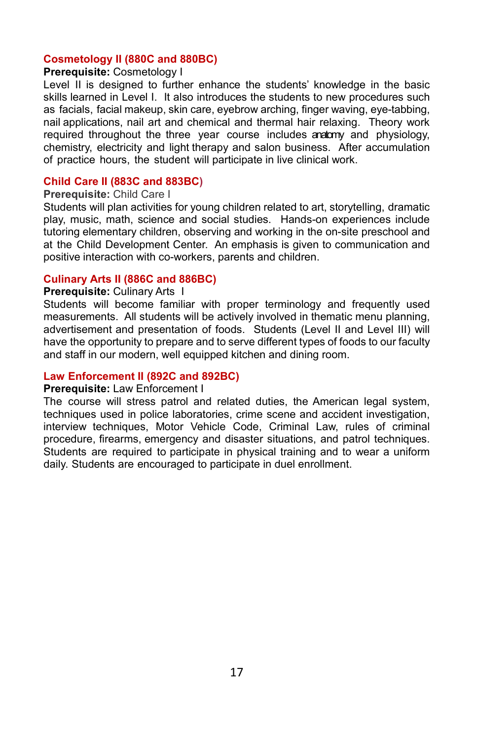### Cosmetology II (880C and 880BC)

**Prerequisite:** Cosmetology I

Level II is designed to further enhance the students' knowledge in the basic skills learned in Level I. It also introduces the students to new procedures such as facials, facial makeup, skin care, eyebrow arching, finger waving, eye-tabbing, nail applications, nail art and chemical and thermal hair relaxing. Theory work required throughout the three year course includes anatomy and physiology, chemistry, electricity and light therapy and salon business. After accumulation of practice hours, the student will participate in live clinical work.

### Child Care II (883C and 883BC)

**Prerequisite:** Child Care I

Students will plan activities for young children related to art, storytelling, dramatic play, music, math, science and social studies. Hands-on experiences include tutoring elementary children, observing and working in the on-site preschool and at the Child Development Center. An emphasis is given to communication and positive interaction with co-workers, parents and children.

### Culinary Arts II (886C and 886BC)

**Prerequisite:** Culinary Arts I

Students will become familiar with proper terminology and frequently used measurements. All students will be actively involved in thematic menu planning, advertisement and presentation of foods. Students (Level II and Level III) will have the opportunity to prepare and to serve different types of foods to our faculty and staff in our modern, well equipped kitchen and dining room.

### Law Enforcement II (892C and 892BC)

**Prerequisite:** Law Enforcement I

The course will stress patrol and related duties, the American legal system, techniques used in police laboratories, crime scene and accident investigation, interview techniques, Motor Vehicle Code, Criminal Law, rules of criminal procedure, firearms, emergency and disaster situations, and patrol techniques. Students are required to participate in physical training and to wear a uniform daily. Students are encouraged to participate in duel enrollment.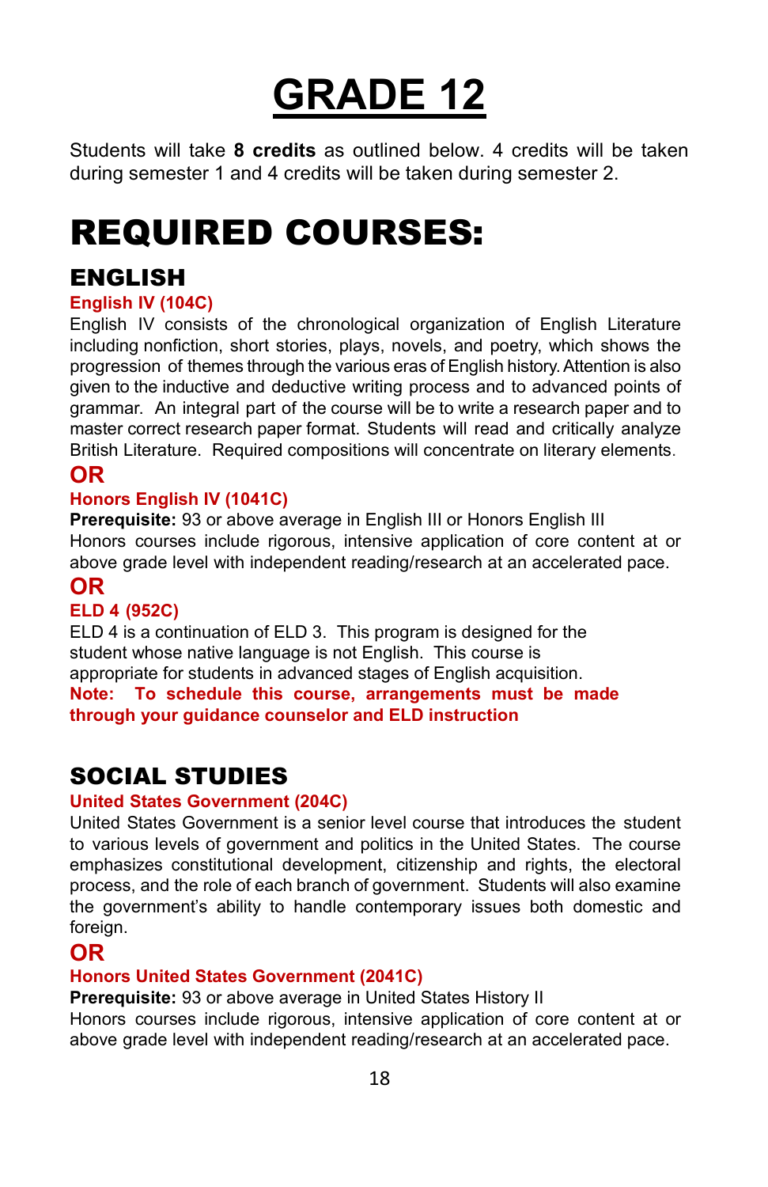# GRADE 12

Students will take **8 credits** as outlined below. 4 credits will be taken during semester 1 and 4 credits will be taken during semester 2.

# REQUIRED COURSES:

## ENGLISH

### English IV (104C)

English IV consists of the chronological organization of English Literature including nonfiction, short stories, plays, novels, and poetry, which shows the progression of themes through the various eras of English history. Attention is also given to the inductive and deductive writing process and to advanced points of grammar. An integral part of the course will be to write a research paper and to master correct research paper format. Students will read and critically analyze British Literature. Required compositions will concentrate on literary elements.

**OR**

### Honors English IV (1041C)

**Prerequisite:** 93 or above average in English III or Honors English III
Honors courses include rigorous, intensive application of core content at or above grade level with independent reading/research at an accelerated pace.

**OR**

### ELD 4 (952C)

ELD 4 is a continuation of ELD 3. This program is designed for the student whose native language is not English. This course is appropriate for students in advanced stages of English acquisition.
**Note: To schedule this course, arrangements must be made through your guidance counselor and ELD instruction**

## SOCIAL STUDIES

### United States Government (204C)

United States Government is a senior level course that introduces the student to various levels of government and politics in the United States. The course emphasizes constitutional development, citizenship and rights, the electoral process, and the role of each branch of government. Students will also examine the government's ability to handle contemporary issues both domestic and foreign.

**OR**

### Honors United States Government (2041C)

**Prerequisite:** 93 or above average in United States History II
Honors courses include rigorous, intensive application of core content at or above grade level with independent reading/research at an accelerated pace.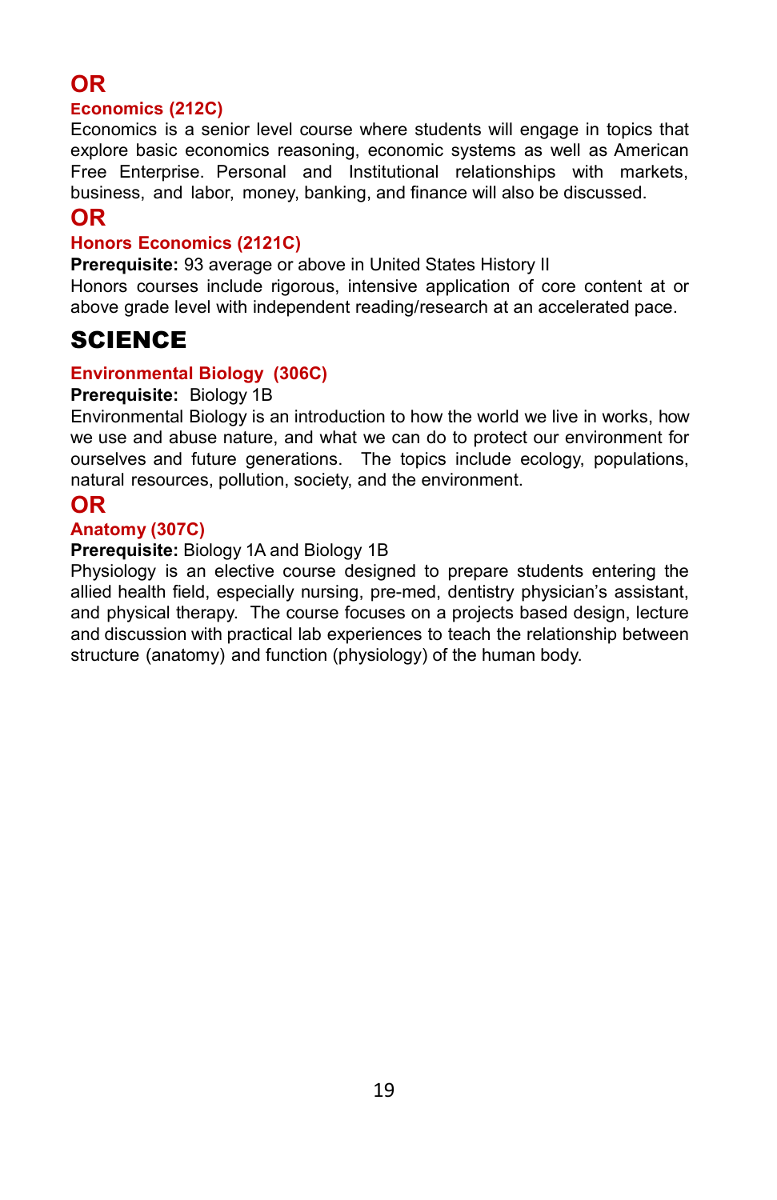## OR

### Economics (212C)

Economics is a senior level course where students will engage in topics that explore basic economics reasoning, economic systems as well as American Free Enterprise. Personal and Institutional relationships with markets, business, and labor, money, banking, and finance will also be discussed.

## OR

### Honors Economics (2121C)

**Prerequisite:** 93 average or above in United States History II

Honors courses include rigorous, intensive application of core content at or above grade level with independent reading/research at an accelerated pace.

# SCIENCE

### Environmental Biology (306C)

**Prerequisite:** Biology 1B

Environmental Biology is an introduction to how the world we live in works, how we use and abuse nature, and what we can do to protect our environment for ourselves and future generations. The topics include ecology, populations, natural resources, pollution, society, and the environment.

## OR

### Anatomy (307C)

**Prerequisite:** Biology 1A and Biology 1B

Physiology is an elective course designed to prepare students entering the allied health field, especially nursing, pre-med, dentistry physician's assistant, and physical therapy. The course focuses on a projects based design, lecture and discussion with practical lab experiences to teach the relationship between structure (anatomy) and function (physiology) of the human body.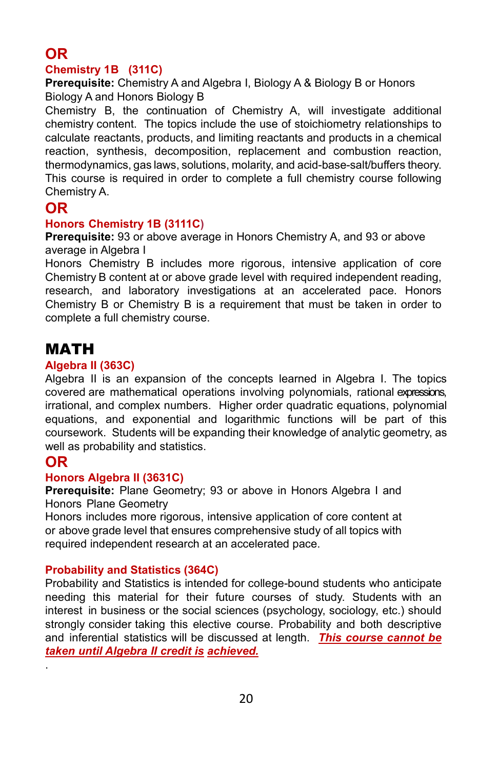**OR**

### Chemistry 1B (311C)

**Prerequisite:** Chemistry A and Algebra I, Biology A & Biology B or Honors Biology A and Honors Biology B

Chemistry B, the continuation of Chemistry A, will investigate additional chemistry content. The topics include the use of stoichiometry relationships to calculate reactants, products, and limiting reactants and products in a chemical reaction, synthesis, decomposition, replacement and combustion reaction, thermodynamics, gas laws, solutions, molarity, and acid-base-salt/buffers theory. This course is required in order to complete a full chemistry course following Chemistry A.

**OR**

### Honors Chemistry 1B (3111C)

**Prerequisite:** 93 or above average in Honors Chemistry A, and 93 or above average in Algebra I

Honors Chemistry B includes more rigorous, intensive application of core Chemistry B content at or above grade level with required independent reading, research, and laboratory investigations at an accelerated pace. Honors Chemistry B or Chemistry B is a requirement that must be taken in order to complete a full chemistry course.

## MATH

### Algebra II (363C)

Algebra II is an expansion of the concepts learned in Algebra I. The topics covered are mathematical operations involving polynomials, rational expressions, irrational, and complex numbers. Higher order quadratic equations, polynomial equations, and exponential and logarithmic functions will be part of this coursework. Students will be expanding their knowledge of analytic geometry, as well as probability and statistics.

**OR**

### Honors Algebra II (3631C)

**Prerequisite:** Plane Geometry; 93 or above in Honors Algebra I and Honors Plane Geometry

Honors includes more rigorous, intensive application of core content at or above grade level that ensures comprehensive study of all topics with required independent research at an accelerated pace.

### Probability and Statistics (364C)

Probability and Statistics is intended for college-bound students who anticipate needing this material for their future courses of study. Students with an interest in business or the social sciences (psychology, sociology, etc.) should strongly consider taking this elective course. Probability and both descriptive and inferential statistics will be discussed at length. ***This course cannot be taken until Algebra II credit is achieved.***

.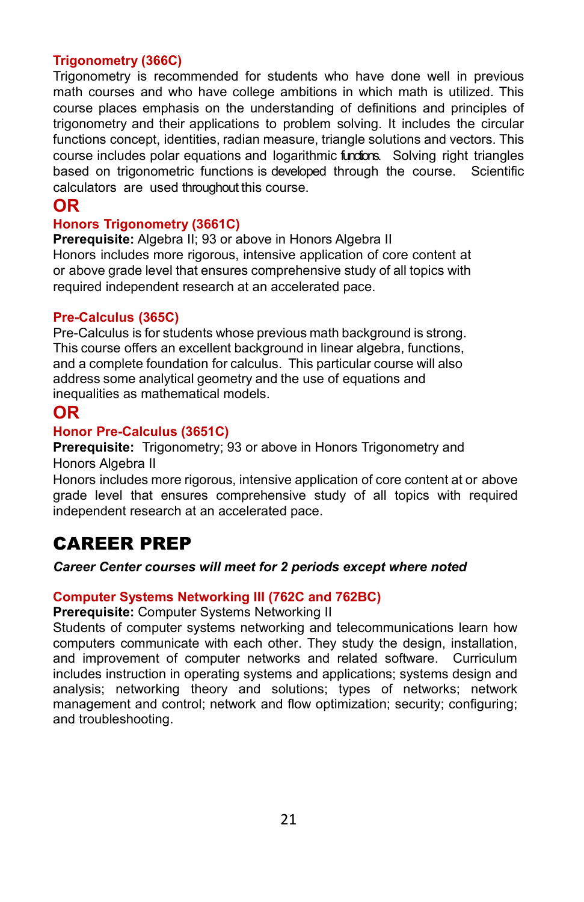### Trigonometry (366C)

Trigonometry is recommended for students who have done well in previous math courses and who have college ambitions in which math is utilized. This course places emphasis on the understanding of definitions and principles of trigonometry and their applications to problem solving. It includes the circular functions concept, identities, radian measure, triangle solutions and vectors. This course includes polar equations and logarithmic functions. Solving right triangles based on trigonometric functions is developed through the course. Scientific calculators are used throughout this course.

**OR**

### Honors Trigonometry (3661C)

**Prerequisite:** Algebra II; 93 or above in Honors Algebra II

Honors includes more rigorous, intensive application of core content at or above grade level that ensures comprehensive study of all topics with required independent research at an accelerated pace.

### Pre-Calculus (365C)

Pre-Calculus is for students whose previous math background is strong. This course offers an excellent background in linear algebra, functions, and a complete foundation for calculus. This particular course will also address some analytical geometry and the use of equations and inequalities as mathematical models.

**OR**

### Honor Pre-Calculus (3651C)

**Prerequisite:** Trigonometry; 93 or above in Honors Trigonometry and Honors Algebra II

Honors includes more rigorous, intensive application of core content at or above grade level that ensures comprehensive study of all topics with required independent research at an accelerated pace.

## CAREER PREP

***Career Center courses will meet for 2 periods except where noted***

### Computer Systems Networking III (762C and 762BC)

**Prerequisite:** Computer Systems Networking II

Students of computer systems networking and telecommunications learn how computers communicate with each other. They study the design, installation, and improvement of computer networks and related software. Curriculum includes instruction in operating systems and applications; systems design and analysis; networking theory and solutions; types of networks; network management and control; network and flow optimization; security; configuring; and troubleshooting.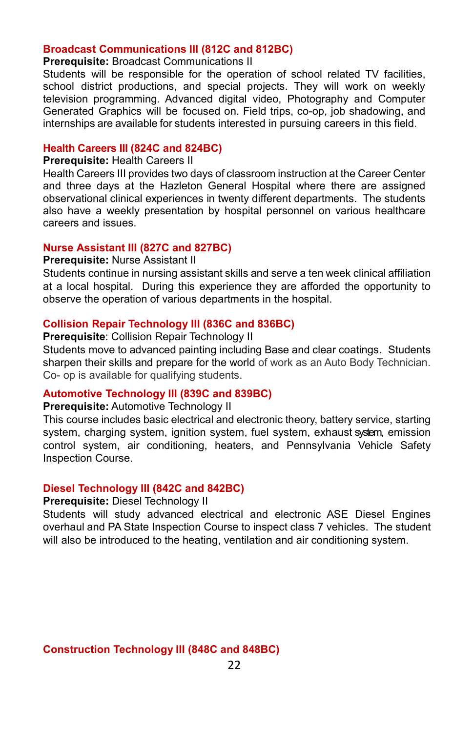### Broadcast Communications III (812C and 812BC)

**Prerequisite:** Broadcast Communications II

Students will be responsible for the operation of school related TV facilities, school district productions, and special projects. They will work on weekly television programming. Advanced digital video, Photography and Computer Generated Graphics will be focused on. Field trips, co-op, job shadowing, and internships are available for students interested in pursuing careers in this field.

### Health Careers III (824C and 824BC)

**Prerequisite:** Health Careers II

Health Careers III provides two days of classroom instruction at the Career Center and three days at the Hazleton General Hospital where there are assigned observational clinical experiences in twenty different departments. The students also have a weekly presentation by hospital personnel on various healthcare careers and issues.

### Nurse Assistant III (827C and 827BC)

**Prerequisite:** Nurse Assistant II

Students continue in nursing assistant skills and serve a ten week clinical affiliation at a local hospital. During this experience they are afforded the opportunity to observe the operation of various departments in the hospital.

### Collision Repair Technology III (836C and 836BC)

**Prerequisite**: Collision Repair Technology II

Students move to advanced painting including Base and clear coatings. Students sharpen their skills and prepare for the world of work as an Auto Body Technician. Co- op is available for qualifying students.

### Automotive Technology III (839C and 839BC)

**Prerequisite:** Automotive Technology II

This course includes basic electrical and electronic theory, battery service, starting system, charging system, ignition system, fuel system, exhaust system, emission control system, air conditioning, heaters, and Pennsylvania Vehicle Safety Inspection Course.

### Diesel Technology III (842C and 842BC)

**Prerequisite:** Diesel Technology II

Students will study advanced electrical and electronic ASE Diesel Engines overhaul and PA State Inspection Course to inspect class 7 vehicles. The student will also be introduced to the heating, ventilation and air conditioning system.

### Construction Technology III (848C and 848BC)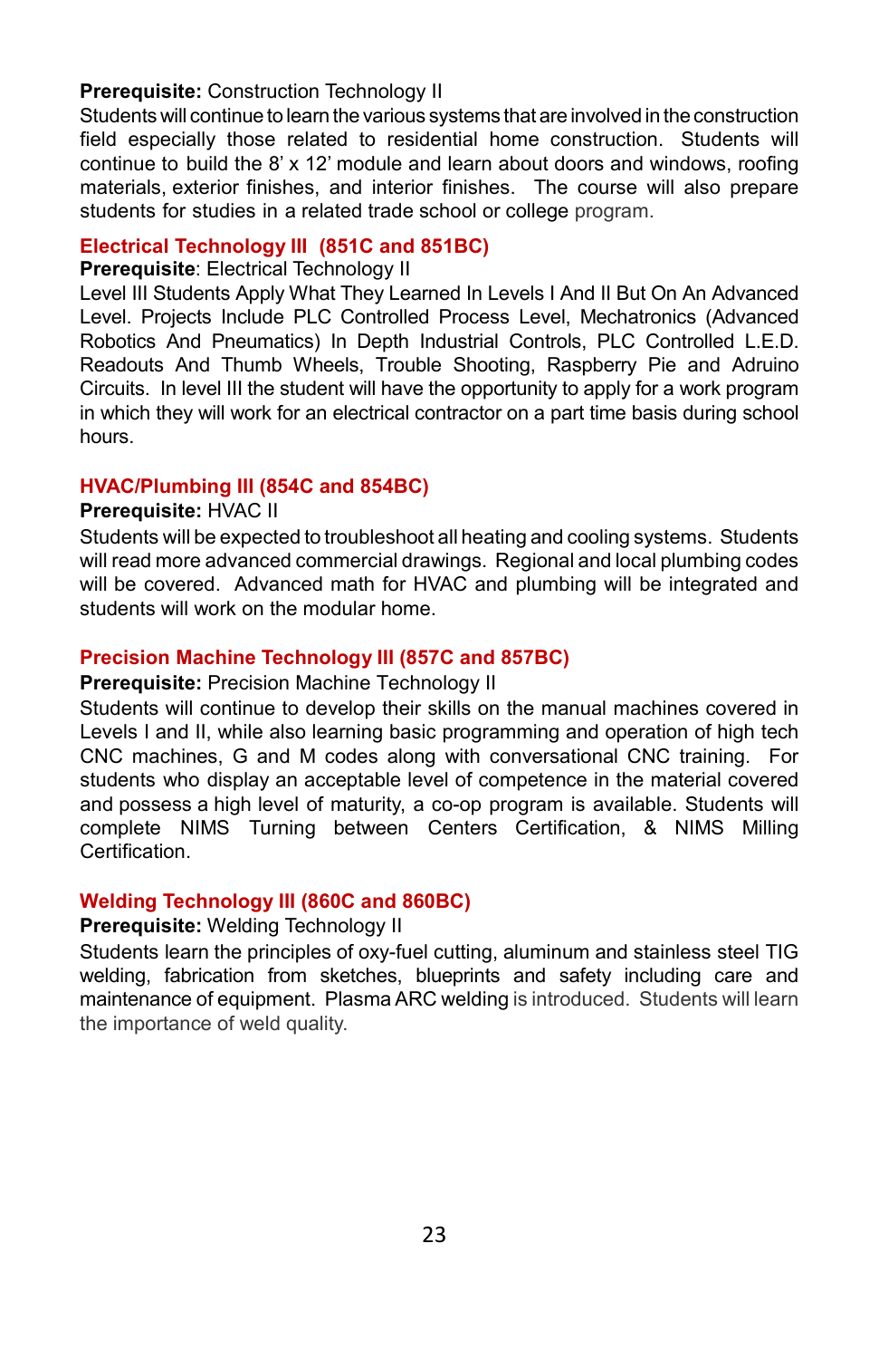**Prerequisite:** Construction Technology II
Students will continue to learn the various systems that are involved in the construction field especially those related to residential home construction. Students will continue to build the 8' x 12' module and learn about doors and windows, roofing materials, exterior finishes, and interior finishes. The course will also prepare students for studies in a related trade school or college program.

### Electrical Technology III (851C and 851BC)

**Prerequisite**: Electrical Technology II
Level III Students Apply What They Learned In Levels I And II But On An Advanced Level. Projects Include PLC Controlled Process Level, Mechatronics (Advanced Robotics And Pneumatics) In Depth Industrial Controls, PLC Controlled L.E.D. Readouts And Thumb Wheels, Trouble Shooting, Raspberry Pie and Adruino Circuits. In level III the student will have the opportunity to apply for a work program in which they will work for an electrical contractor on a part time basis during school hours.

### HVAC/Plumbing III (854C and 854BC)

**Prerequisite:** HVAC II
Students will be expected to troubleshoot all heating and cooling systems. Students will read more advanced commercial drawings. Regional and local plumbing codes will be covered. Advanced math for HVAC and plumbing will be integrated and students will work on the modular home.

### Precision Machine Technology III (857C and 857BC)

**Prerequisite:** Precision Machine Technology II
Students will continue to develop their skills on the manual machines covered in Levels I and II, while also learning basic programming and operation of high tech CNC machines, G and M codes along with conversational CNC training. For students who display an acceptable level of competence in the material covered and possess a high level of maturity, a co-op program is available. Students will complete NIMS Turning between Centers Certification, & NIMS Milling Certification.

### Welding Technology III (860C and 860BC)

**Prerequisite:** Welding Technology II
Students learn the principles of oxy-fuel cutting, aluminum and stainless steel TIG welding, fabrication from sketches, blueprints and safety including care and maintenance of equipment. Plasma ARC welding is introduced. Students will learn the importance of weld quality.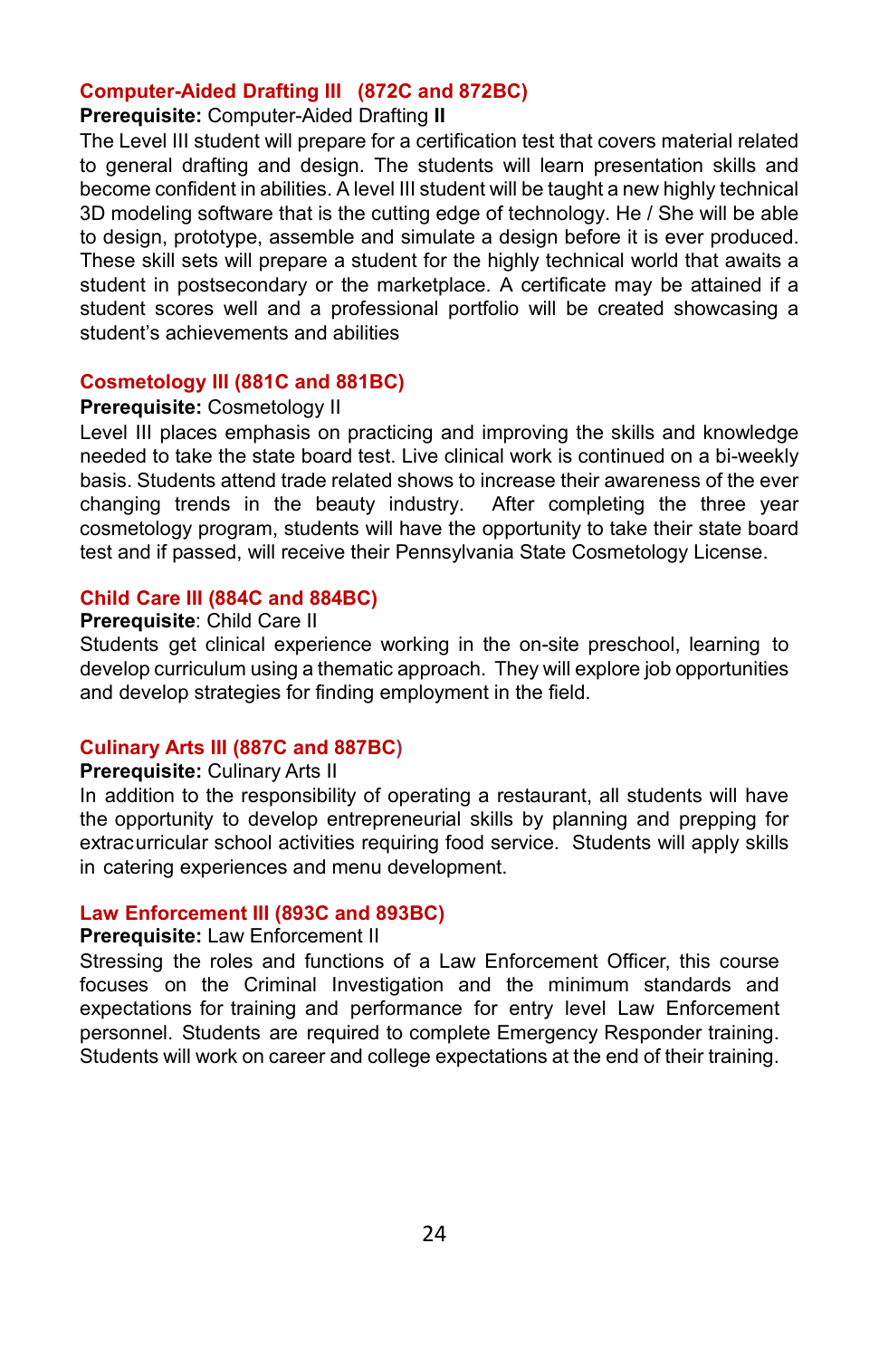### Computer-Aided Drafting III (872C and 872BC)

**Prerequisite:** Computer-Aided Drafting **II**

The Level III student will prepare for a certification test that covers material related to general drafting and design. The students will learn presentation skills and become confident in abilities. A level III student will be taught a new highly technical 3D modeling software that is the cutting edge of technology. He / She will be able to design, prototype, assemble and simulate a design before it is ever produced. These skill sets will prepare a student for the highly technical world that awaits a student in postsecondary or the marketplace. A certificate may be attained if a student scores well and a professional portfolio will be created showcasing a student's achievements and abilities

### Cosmetology III (881C and 881BC)

**Prerequisite:** Cosmetology II

Level III places emphasis on practicing and improving the skills and knowledge needed to take the state board test. Live clinical work is continued on a bi-weekly basis. Students attend trade related shows to increase their awareness of the ever changing trends in the beauty industry. After completing the three year cosmetology program, students will have the opportunity to take their state board test and if passed, will receive their Pennsylvania State Cosmetology License.

### Child Care III (884C and 884BC)

**Prerequisite**: Child Care II

Students get clinical experience working in the on-site preschool, learning to develop curriculum using a thematic approach. They will explore job opportunities and develop strategies for finding employment in the field.

### Culinary Arts III (887C and 887BC)

**Prerequisite:** Culinary Arts II

In addition to the responsibility of operating a restaurant, all students will have the opportunity to develop entrepreneurial skills by planning and prepping for extracurricular school activities requiring food service. Students will apply skills in catering experiences and menu development.

### Law Enforcement III (893C and 893BC)

**Prerequisite:** Law Enforcement II

Stressing the roles and functions of a Law Enforcement Officer, this course focuses on the Criminal Investigation and the minimum standards and expectations for training and performance for entry level Law Enforcement personnel. Students are required to complete Emergency Responder training. Students will work on career and college expectations at the end of their training.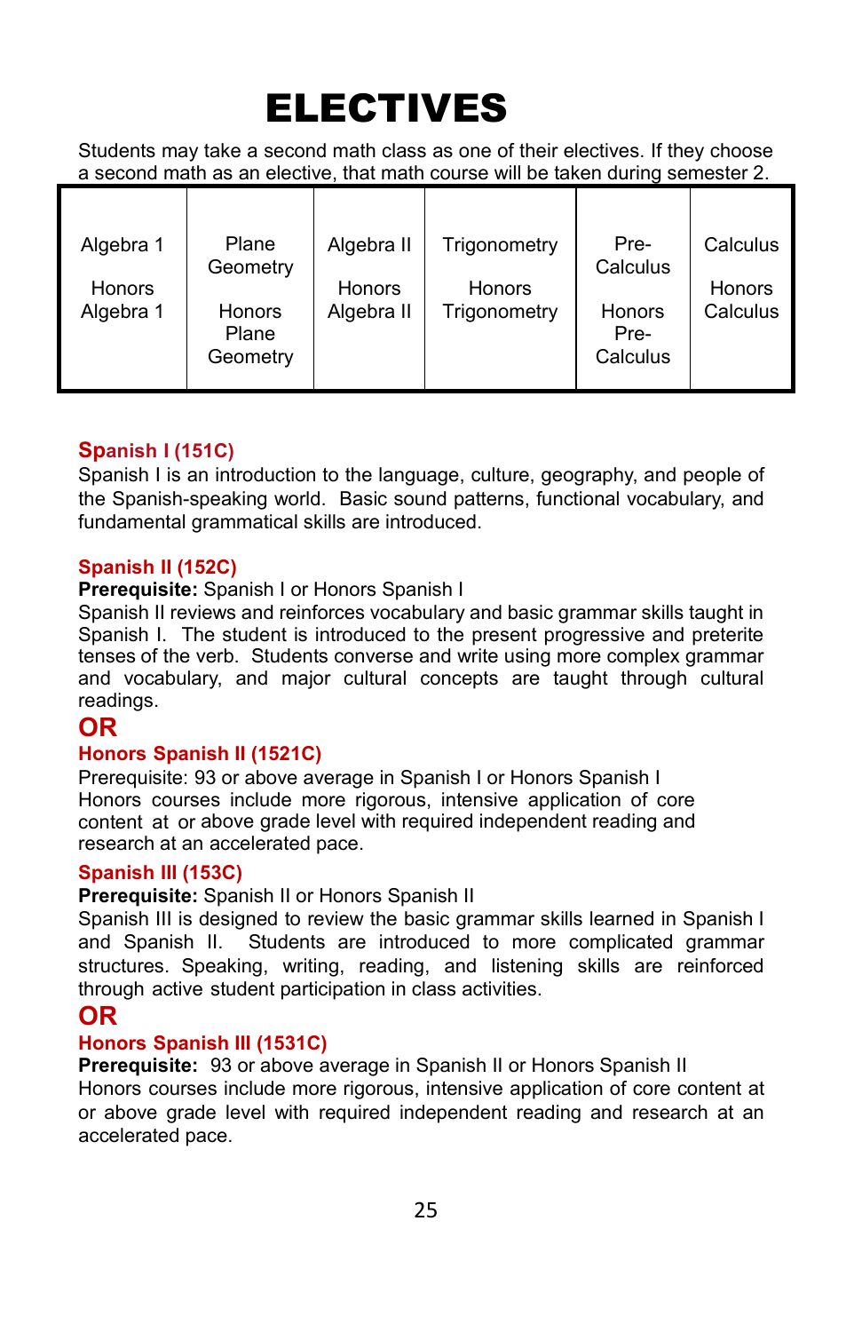# ELECTIVES

Students may take a second math class as one of their electives. If they choose a second math as an elective, that math course will be taken during semester 2.

| Algebra 1<br><br>Honors Algebra 1 | Plane Geometry<br><br>Honors Plane Geometry | Algebra II<br><br>Honors Algebra II | Trigonometry<br><br>Honors Trigonometry | Pre-Calculus<br><br>Honors Pre-Calculus | Calculus<br><br>Honors Calculus |
|---|---|---|---|---|---|

**Spanish I (151C)**
Spanish I is an introduction to the language, culture, geography, and people of the Spanish-speaking world. Basic sound patterns, functional vocabulary, and fundamental grammatical skills are introduced.

**Spanish II (152C)**
**Prerequisite:** Spanish I or Honors Spanish I
Spanish II reviews and reinforces vocabulary and basic grammar skills taught in Spanish I. The student is introduced to the present progressive and preterite tenses of the verb. Students converse and write using more complex grammar and vocabulary, and major cultural concepts are taught through cultural readings.

**OR**

**Honors Spanish II (1521C)**
Prerequisite: 93 or above average in Spanish I or Honors Spanish I
Honors courses include more rigorous, intensive application of core content at or above grade level with required independent reading and research at an accelerated pace.

**Spanish III (153C)**
**Prerequisite:** Spanish II or Honors Spanish II
Spanish III is designed to review the basic grammar skills learned in Spanish I and Spanish II. Students are introduced to more complicated grammar structures. Speaking, writing, reading, and listening skills are reinforced through active student participation in class activities.

**OR**

**Honors Spanish III (1531C)**
**Prerequisite:** 93 or above average in Spanish II or Honors Spanish II
Honors courses include more rigorous, intensive application of core content at or above grade level with required independent reading and research at an accelerated pace.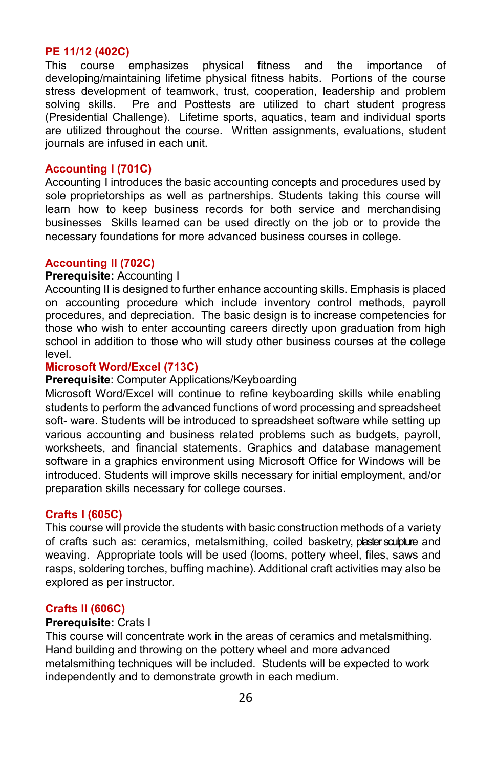### PE 11/12 (402C)

This course emphasizes physical fitness and the importance of developing/maintaining lifetime physical fitness habits. Portions of the course stress development of teamwork, trust, cooperation, leadership and problem solving skills. Pre and Posttests are utilized to chart student progress (Presidential Challenge). Lifetime sports, aquatics, team and individual sports are utilized throughout the course. Written assignments, evaluations, student journals are infused in each unit.

### Accounting I (701C)

Accounting I introduces the basic accounting concepts and procedures used by sole proprietorships as well as partnerships. Students taking this course will learn how to keep business records for both service and merchandising businesses Skills learned can be used directly on the job or to provide the necessary foundations for more advanced business courses in college.

### Accounting II (702C)

**Prerequisite:** Accounting I

Accounting II is designed to further enhance accounting skills. Emphasis is placed on accounting procedure which include inventory control methods, payroll procedures, and depreciation. The basic design is to increase competencies for those who wish to enter accounting careers directly upon graduation from high school in addition to those who will study other business courses at the college level.

### Microsoft Word/Excel (713C)

**Prerequisite**: Computer Applications/Keyboarding

Microsoft Word/Excel will continue to refine keyboarding skills while enabling students to perform the advanced functions of word processing and spreadsheet soft- ware. Students will be introduced to spreadsheet software while setting up various accounting and business related problems such as budgets, payroll, worksheets, and financial statements. Graphics and database management software in a graphics environment using Microsoft Office for Windows will be introduced. Students will improve skills necessary for initial employment, and/or preparation skills necessary for college courses.

### Crafts I (605C)

This course will provide the students with basic construction methods of a variety of crafts such as: ceramics, metalsmithing, coiled basketry, plaster sculpture and weaving. Appropriate tools will be used (looms, pottery wheel, files, saws and rasps, soldering torches, buffing machine). Additional craft activities may also be explored as per instructor.

### Crafts II (606C)

**Prerequisite:** Crats I

This course will concentrate work in the areas of ceramics and metalsmithing. Hand building and throwing on the pottery wheel and more advanced metalsmithing techniques will be included. Students will be expected to work independently and to demonstrate growth in each medium.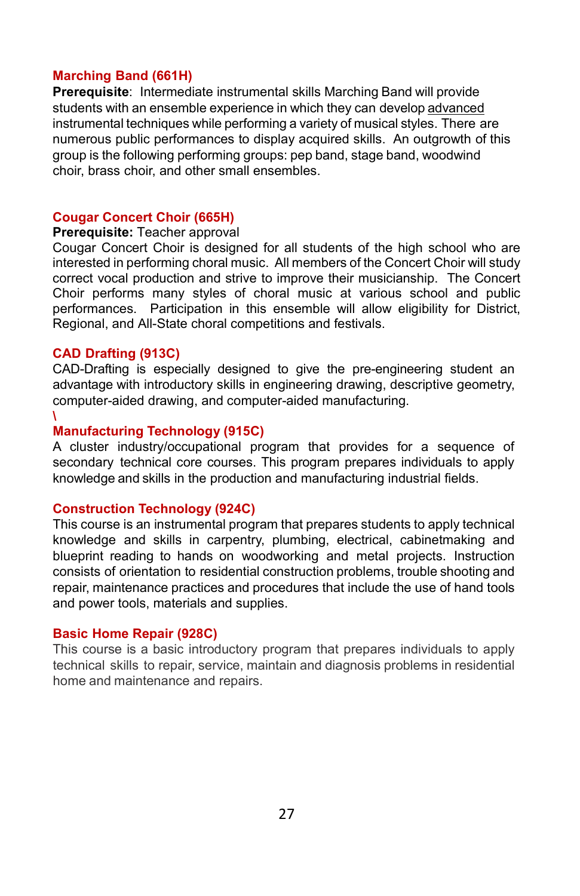### Marching Band (661H)

**Prerequisite**: Intermediate instrumental skills Marching Band will provide students with an ensemble experience in which they can develop advanced instrumental techniques while performing a variety of musical styles. There are numerous public performances to display acquired skills. An outgrowth of this group is the following performing groups: pep band, stage band, woodwind choir, brass choir, and other small ensembles.

### Cougar Concert Choir (665H)

**Prerequisite:** Teacher approval

Cougar Concert Choir is designed for all students of the high school who are interested in performing choral music. All members of the Concert Choir will study correct vocal production and strive to improve their musicianship. The Concert Choir performs many styles of choral music at various school and public performances. Participation in this ensemble will allow eligibility for District, Regional, and All-State choral competitions and festivals.

### CAD Drafting (913C)

CAD-Drafting is especially designed to give the pre-engineering student an advantage with introductory skills in engineering drawing, descriptive geometry, computer-aided drawing, and computer-aided manufacturing.

\

### Manufacturing Technology (915C)

A cluster industry/occupational program that provides for a sequence of secondary technical core courses. This program prepares individuals to apply knowledge and skills in the production and manufacturing industrial fields.

### Construction Technology (924C)

This course is an instrumental program that prepares students to apply technical knowledge and skills in carpentry, plumbing, electrical, cabinetmaking and blueprint reading to hands on woodworking and metal projects. Instruction consists of orientation to residential construction problems, trouble shooting and repair, maintenance practices and procedures that include the use of hand tools and power tools, materials and supplies.

### Basic Home Repair (928C)

This course is a basic introductory program that prepares individuals to apply technical skills to repair, service, maintain and diagnosis problems in residential home and maintenance and repairs.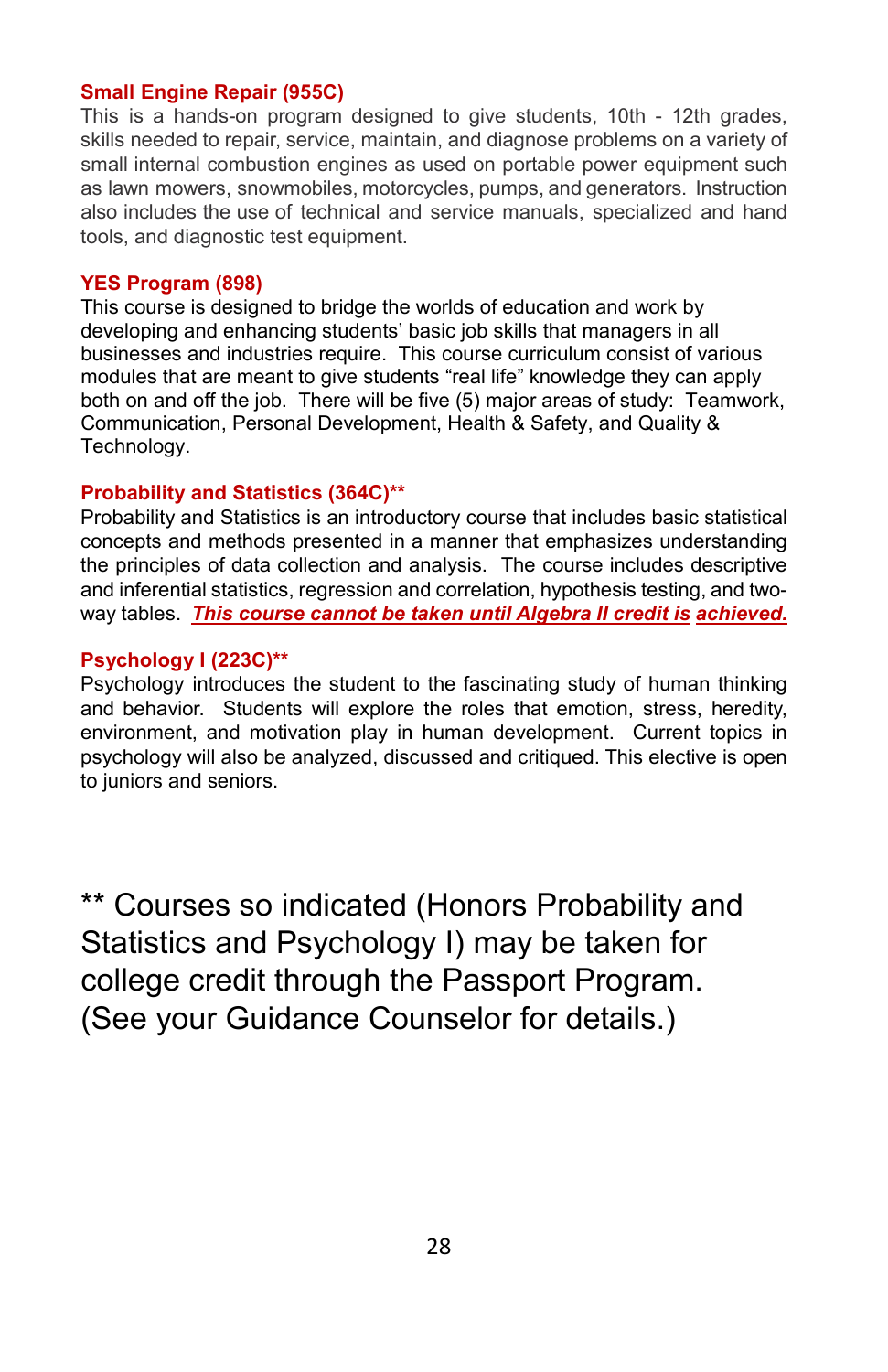### Small Engine Repair (955C)

This is a hands-on program designed to give students, 10th - 12th grades, skills needed to repair, service, maintain, and diagnose problems on a variety of small internal combustion engines as used on portable power equipment such as lawn mowers, snowmobiles, motorcycles, pumps, and generators. Instruction also includes the use of technical and service manuals, specialized and hand tools, and diagnostic test equipment.

### YES Program (898)

This course is designed to bridge the worlds of education and work by developing and enhancing students' basic job skills that managers in all businesses and industries require. This course curriculum consist of various modules that are meant to give students "real life" knowledge they can apply both on and off the job. There will be five (5) major areas of study: Teamwork, Communication, Personal Development, Health & Safety, and Quality & Technology.

### Probability and Statistics (364C)**

Probability and Statistics is an introductory course that includes basic statistical concepts and methods presented in a manner that emphasizes understanding the principles of data collection and analysis. The course includes descriptive and inferential statistics, regression and correlation, hypothesis testing, and two-way tables. ***This course cannot be taken until Algebra II credit is achieved.***

### Psychology I (223C)**

Psychology introduces the student to the fascinating study of human thinking and behavior. Students will explore the roles that emotion, stress, heredity, environment, and motivation play in human development. Current topics in psychology will also be analyzed, discussed and critiqued. This elective is open to juniors and seniors.

** Courses so indicated (Honors Probability and Statistics and Psychology I) may be taken for college credit through the Passport Program. (See your Guidance Counselor for details.)